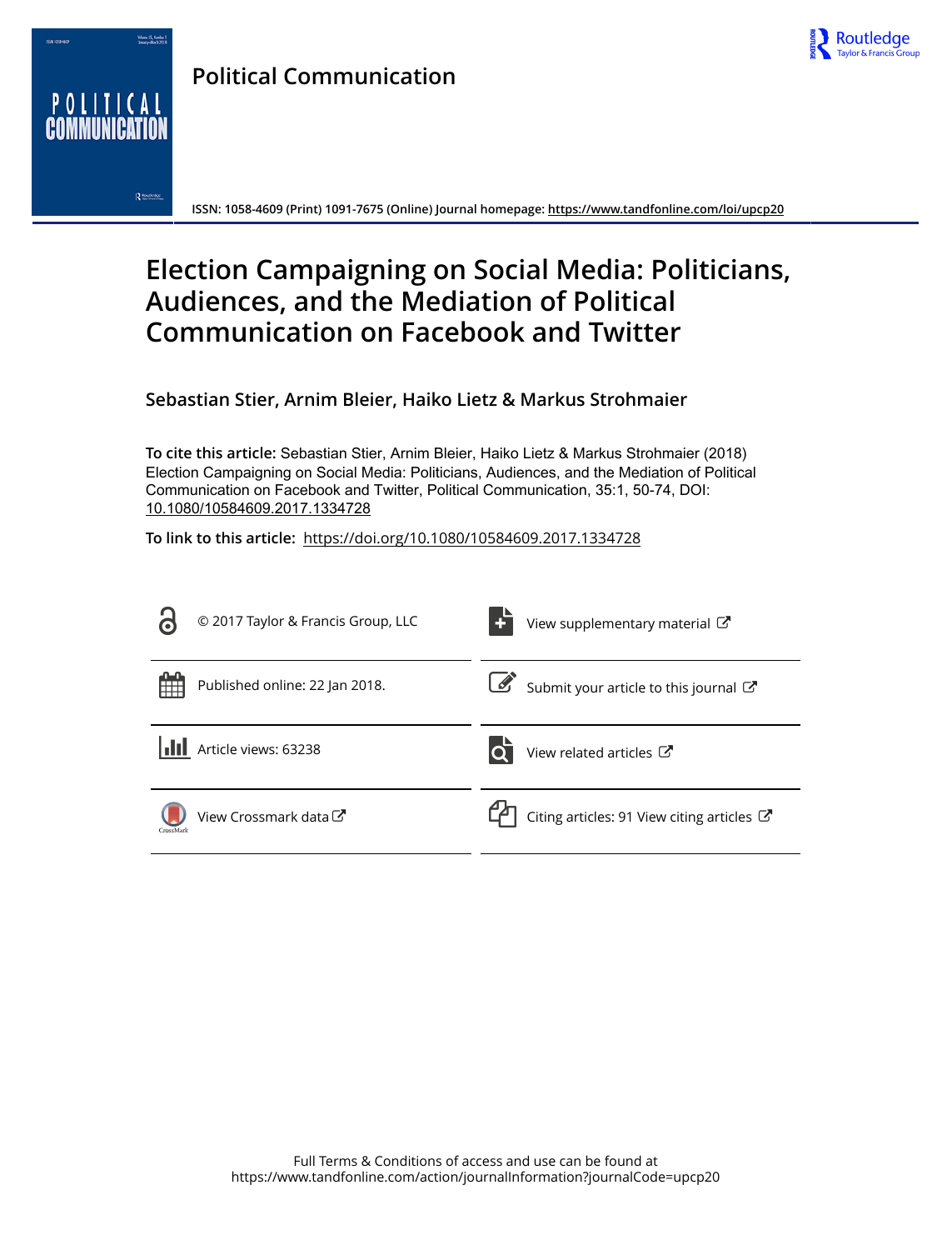# Political Communication

ISSN: 1058-4609 (Print) 1091-7675 (Online) Journal homepage: https://www.tandfonline.com/loi/upcp20

# Election Campaigning on Social Media: Politicians, Audiences, and the Mediation of Political Communication on Facebook and Twitter

**Sebastian Stier, Arnim Bleier, Haiko Lietz & Markus Strohmaier**

**To cite this article:** Sebastian Stier, Arnim Bleier, Haiko Lietz & Markus Strohmaier (2018) Election Campaigning on Social Media: Politicians, Audiences, and the Mediation of Political Communication on Facebook and Twitter, Political Communication, 35:1, 50-74, DOI: 10.1080/10584609.2017.1334728

**To link to this article:** https://doi.org/10.1080/10584609.2017.1334728

© 2017 Taylor & Francis Group, LLC

View supplementary material

Published online: 22 Jan 2018.

Submit your article to this journal

Article views: 63238

View related articles

View Crossmark data

Citing articles: 91 View citing articles

Full Terms & Conditions of access and use can be found at
https://www.tandfonline.com/action/journalInformation?journalCode=upcp20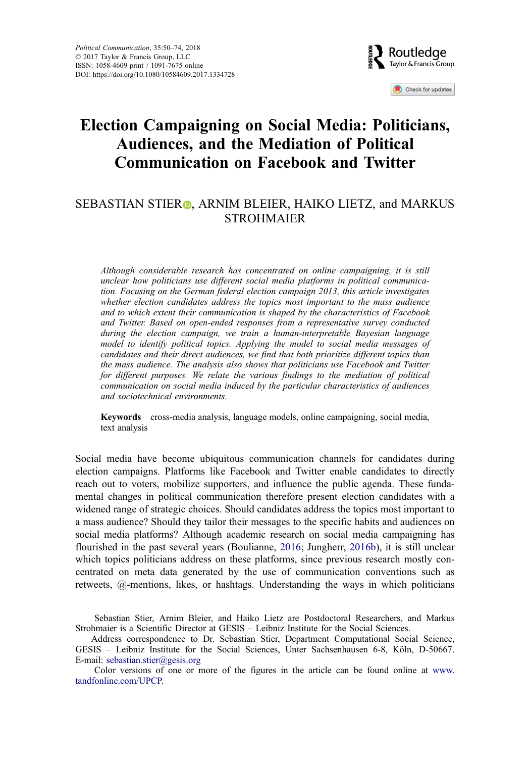# Election Campaigning on Social Media: Politicians, Audiences, and the Mediation of Political Communication on Facebook and Twitter

SEBASTIAN STIER, ARNIM BLEIER, HAIKO LIETZ, and MARKUS STROHMAIER

*Although considerable research has concentrated on online campaigning, it is still unclear how politicians use different social media platforms in political communication. Focusing on the German federal election campaign 2013, this article investigates whether election candidates address the topics most important to the mass audience and to which extent their communication is shaped by the characteristics of Facebook and Twitter. Based on open-ended responses from a representative survey conducted during the election campaign, we train a human-interpretable Bayesian language model to identify political topics. Applying the model to social media messages of candidates and their direct audiences, we find that both prioritize different topics than the mass audience. The analysis also shows that politicians use Facebook and Twitter for different purposes. We relate the various findings to the mediation of political communication on social media induced by the particular characteristics of audiences and sociotechnical environments.*

**Keywords** cross-media analysis, language models, online campaigning, social media, text analysis

Social media have become ubiquitous communication channels for candidates during election campaigns. Platforms like Facebook and Twitter enable candidates to directly reach out to voters, mobilize supporters, and influence the public agenda. These fundamental changes in political communication therefore present election candidates with a widened range of strategic choices. Should candidates address the topics most important to a mass audience? Should they tailor their messages to the specific habits and audiences on social media platforms? Although academic research on social media campaigning has flourished in the past several years (Boulianne, 2016; Jungherr, 2016b), it is still unclear which topics politicians address on these platforms, since previous research mostly concentrated on meta data generated by the use of communication conventions such as retweets, @-mentions, likes, or hashtags. Understanding the ways in which politicians

Sebastian Stier, Arnim Bleier, and Haiko Lietz are Postdoctoral Researchers, and Markus Strohmaier is a Scientific Director at GESIS – Leibniz Institute for the Social Sciences.

Address correspondence to Dr. Sebastian Stier, Department Computational Social Science, GESIS – Leibniz Institute for the Social Sciences, Unter Sachsenhausen 6-8, Köln, D-50667. E-mail: sebastian.stier@gesis.org

Color versions of one or more of the figures in the article can be found online at www.tandfonline.com/UPCP.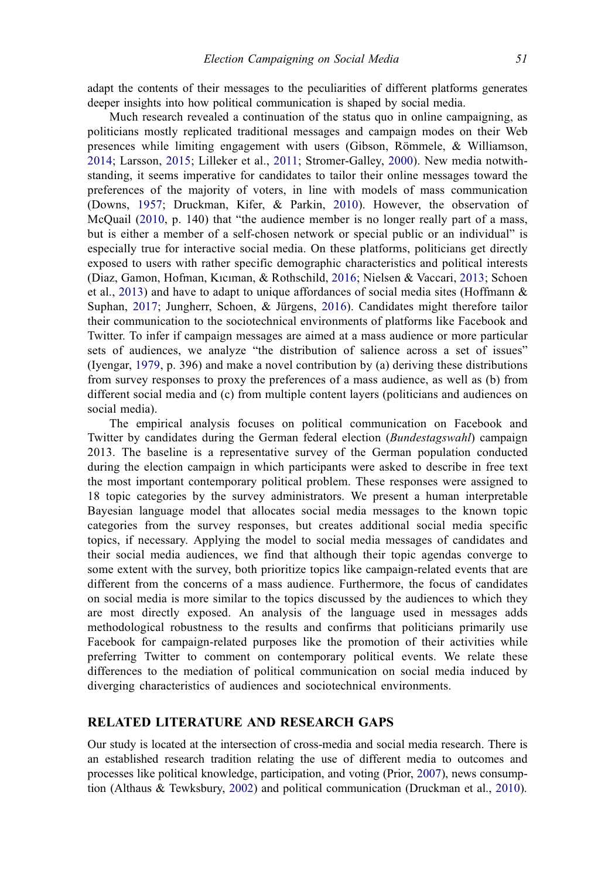adapt the contents of their messages to the peculiarities of different platforms generates deeper insights into how political communication is shaped by social media.

Much research revealed a continuation of the status quo in online campaigning, as politicians mostly replicated traditional messages and campaign modes on their Web presences while limiting engagement with users (Gibson, Römmele, & Williamson, 2014; Larsson, 2015; Lilleker et al., 2011; Stromer-Galley, 2000). New media notwithstanding, it seems imperative for candidates to tailor their online messages toward the preferences of the majority of voters, in line with models of mass communication (Downs, 1957; Druckman, Kifer, & Parkin, 2010). However, the observation of McQuail (2010, p. 140) that "the audience member is no longer really part of a mass, but is either a member of a self-chosen network or special public or an individual" is especially true for interactive social media. On these platforms, politicians get directly exposed to users with rather specific demographic characteristics and political interests (Diaz, Gamon, Hofman, Kıcıman, & Rothschild, 2016; Nielsen & Vaccari, 2013; Schoen et al., 2013) and have to adapt to unique affordances of social media sites (Hoffmann & Suphan, 2017; Jungherr, Schoen, & Jürgens, 2016). Candidates might therefore tailor their communication to the sociotechnical environments of platforms like Facebook and Twitter. To infer if campaign messages are aimed at a mass audience or more particular sets of audiences, we analyze "the distribution of salience across a set of issues" (Iyengar, 1979, p. 396) and make a novel contribution by (a) deriving these distributions from survey responses to proxy the preferences of a mass audience, as well as (b) from different social media and (c) from multiple content layers (politicians and audiences on social media).

The empirical analysis focuses on political communication on Facebook and Twitter by candidates during the German federal election (*Bundestagswahl*) campaign 2013. The baseline is a representative survey of the German population conducted during the election campaign in which participants were asked to describe in free text the most important contemporary political problem. These responses were assigned to 18 topic categories by the survey administrators. We present a human interpretable Bayesian language model that allocates social media messages to the known topic categories from the survey responses, but creates additional social media specific topics, if necessary. Applying the model to social media messages of candidates and their social media audiences, we find that although their topic agendas converge to some extent with the survey, both prioritize topics like campaign-related events that are different from the concerns of a mass audience. Furthermore, the focus of candidates on social media is more similar to the topics discussed by the audiences to which they are most directly exposed. An analysis of the language used in messages adds methodological robustness to the results and confirms that politicians primarily use Facebook for campaign-related purposes like the promotion of their activities while preferring Twitter to comment on contemporary political events. We relate these differences to the mediation of political communication on social media induced by diverging characteristics of audiences and sociotechnical environments.

## RELATED LITERATURE AND RESEARCH GAPS

Our study is located at the intersection of cross-media and social media research. There is an established research tradition relating the use of different media to outcomes and processes like political knowledge, participation, and voting (Prior, 2007), news consumption (Althaus & Tewksbury, 2002) and political communication (Druckman et al., 2010).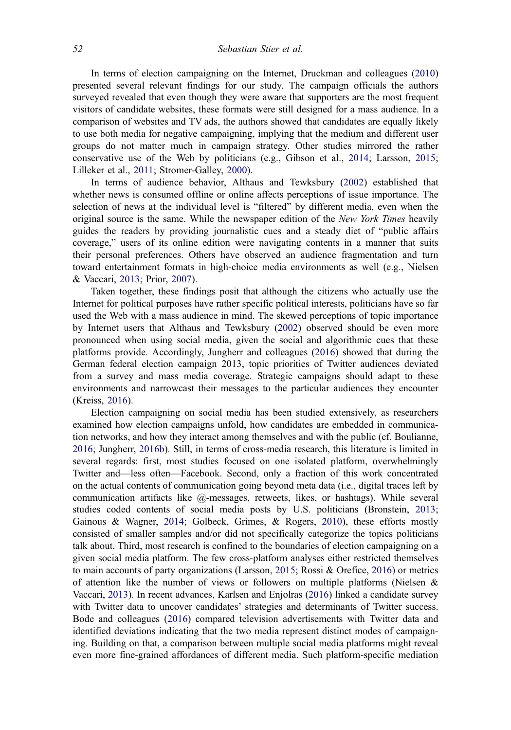In terms of election campaigning on the Internet, Druckman and colleagues (2010) presented several relevant findings for our study. The campaign officials the authors surveyed revealed that even though they were aware that supporters are the most frequent visitors of candidate websites, these formats were still designed for a mass audience. In a comparison of websites and TV ads, the authors showed that candidates are equally likely to use both media for negative campaigning, implying that the medium and different user groups do not matter much in campaign strategy. Other studies mirrored the rather conservative use of the Web by politicians (e.g., Gibson et al., 2014; Larsson, 2015; Lilleker et al., 2011; Stromer-Galley, 2000).

In terms of audience behavior, Althaus and Tewksbury (2002) established that whether news is consumed offline or online affects perceptions of issue importance. The selection of news at the individual level is "filtered" by different media, even when the original source is the same. While the newspaper edition of the *New York Times* heavily guides the readers by providing journalistic cues and a steady diet of "public affairs coverage," users of its online edition were navigating contents in a manner that suits their personal preferences. Others have observed an audience fragmentation and turn toward entertainment formats in high-choice media environments as well (e.g., Nielsen & Vaccari, 2013; Prior, 2007).

Taken together, these findings posit that although the citizens who actually use the Internet for political purposes have rather specific political interests, politicians have so far used the Web with a mass audience in mind. The skewed perceptions of topic importance by Internet users that Althaus and Tewksbury (2002) observed should be even more pronounced when using social media, given the social and algorithmic cues that these platforms provide. Accordingly, Jungherr and colleagues (2016) showed that during the German federal election campaign 2013, topic priorities of Twitter audiences deviated from a survey and mass media coverage. Strategic campaigns should adapt to these environments and narrowcast their messages to the particular audiences they encounter (Kreiss, 2016).

Election campaigning on social media has been studied extensively, as researchers examined how election campaigns unfold, how candidates are embedded in communication networks, and how they interact among themselves and with the public (cf. Boulianne, 2016; Jungherr, 2016b). Still, in terms of cross-media research, this literature is limited in several regards: first, most studies focused on one isolated platform, overwhelmingly Twitter and—less often—Facebook. Second, only a fraction of this work concentrated on the actual contents of communication going beyond meta data (i.e., digital traces left by communication artifacts like @-messages, retweets, likes, or hashtags). While several studies coded contents of social media posts by U.S. politicians (Bronstein, 2013; Gainous & Wagner, 2014; Golbeck, Grimes, & Rogers, 2010), these efforts mostly consisted of smaller samples and/or did not specifically categorize the topics politicians talk about. Third, most research is confined to the boundaries of election campaigning on a given social media platform. The few cross-platform analyses either restricted themselves to main accounts of party organizations (Larsson, 2015; Rossi & Orefice, 2016) or metrics of attention like the number of views or followers on multiple platforms (Nielsen & Vaccari, 2013). In recent advances, Karlsen and Enjolras (2016) linked a candidate survey with Twitter data to uncover candidates' strategies and determinants of Twitter success. Bode and colleagues (2016) compared television advertisements with Twitter data and identified deviations indicating that the two media represent distinct modes of campaigning. Building on that, a comparison between multiple social media platforms might reveal even more fine-grained affordances of different media. Such platform-specific mediation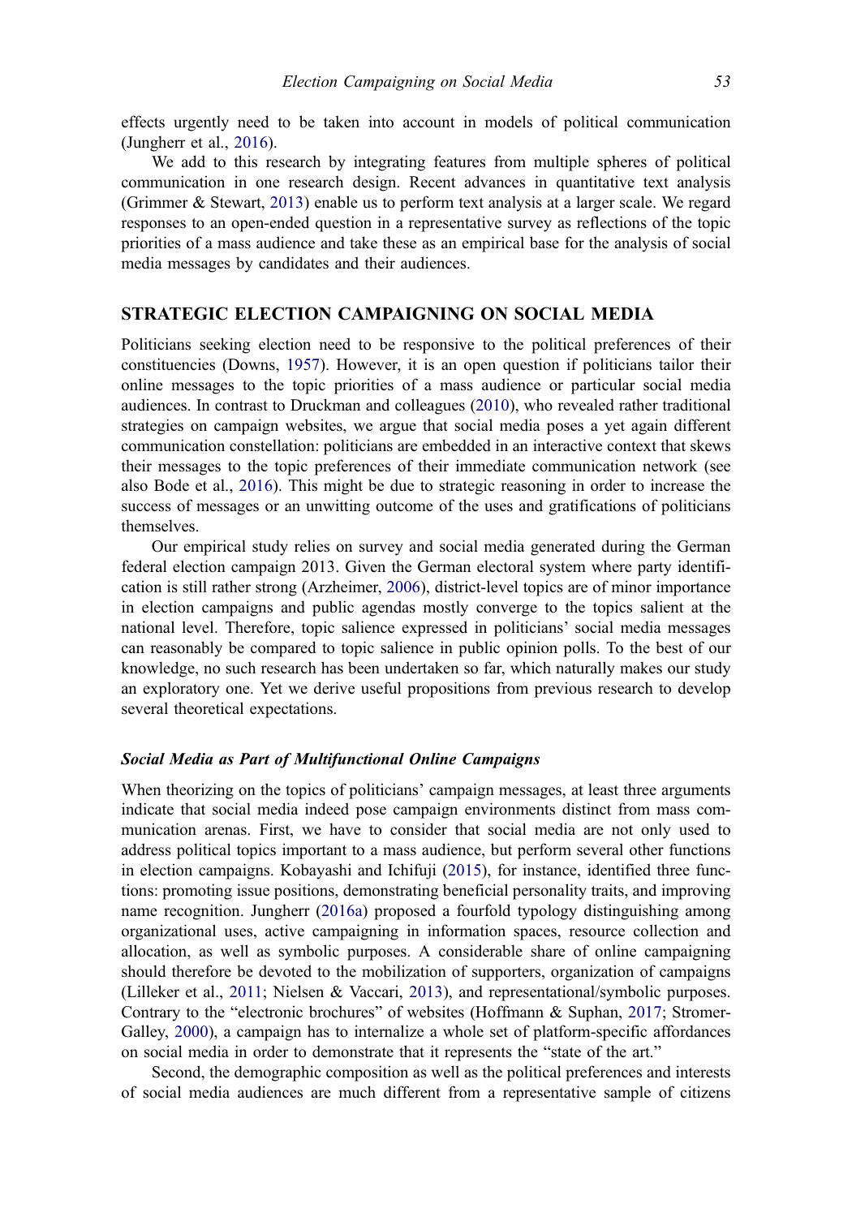effects urgently need to be taken into account in models of political communication (Jungherr et al., 2016).

We add to this research by integrating features from multiple spheres of political communication in one research design. Recent advances in quantitative text analysis (Grimmer & Stewart, 2013) enable us to perform text analysis at a larger scale. We regard responses to an open-ended question in a representative survey as reflections of the topic priorities of a mass audience and take these as an empirical base for the analysis of social media messages by candidates and their audiences.

## STRATEGIC ELECTION CAMPAIGNING ON SOCIAL MEDIA

Politicians seeking election need to be responsive to the political preferences of their constituencies (Downs, 1957). However, it is an open question if politicians tailor their online messages to the topic priorities of a mass audience or particular social media audiences. In contrast to Druckman and colleagues (2010), who revealed rather traditional strategies on campaign websites, we argue that social media poses a yet again different communication constellation: politicians are embedded in an interactive context that skews their messages to the topic preferences of their immediate communication network (see also Bode et al., 2016). This might be due to strategic reasoning in order to increase the success of messages or an unwitting outcome of the uses and gratifications of politicians themselves.

Our empirical study relies on survey and social media generated during the German federal election campaign 2013. Given the German electoral system where party identification is still rather strong (Arzheimer, 2006), district-level topics are of minor importance in election campaigns and public agendas mostly converge to the topics salient at the national level. Therefore, topic salience expressed in politicians' social media messages can reasonably be compared to topic salience in public opinion polls. To the best of our knowledge, no such research has been undertaken so far, which naturally makes our study an exploratory one. Yet we derive useful propositions from previous research to develop several theoretical expectations.

### *Social Media as Part of Multifunctional Online Campaigns*

When theorizing on the topics of politicians' campaign messages, at least three arguments indicate that social media indeed pose campaign environments distinct from mass communication arenas. First, we have to consider that social media are not only used to address political topics important to a mass audience, but perform several other functions in election campaigns. Kobayashi and Ichifuji (2015), for instance, identified three functions: promoting issue positions, demonstrating beneficial personality traits, and improving name recognition. Jungherr (2016a) proposed a fourfold typology distinguishing among organizational uses, active campaigning in information spaces, resource collection and allocation, as well as symbolic purposes. A considerable share of online campaigning should therefore be devoted to the mobilization of supporters, organization of campaigns (Lilleker et al., 2011; Nielsen & Vaccari, 2013), and representational/symbolic purposes. Contrary to the "electronic brochures" of websites (Hoffmann & Suphan, 2017; Stromer-Galley, 2000), a campaign has to internalize a whole set of platform-specific affordances on social media in order to demonstrate that it represents the "state of the art."

Second, the demographic composition as well as the political preferences and interests of social media audiences are much different from a representative sample of citizens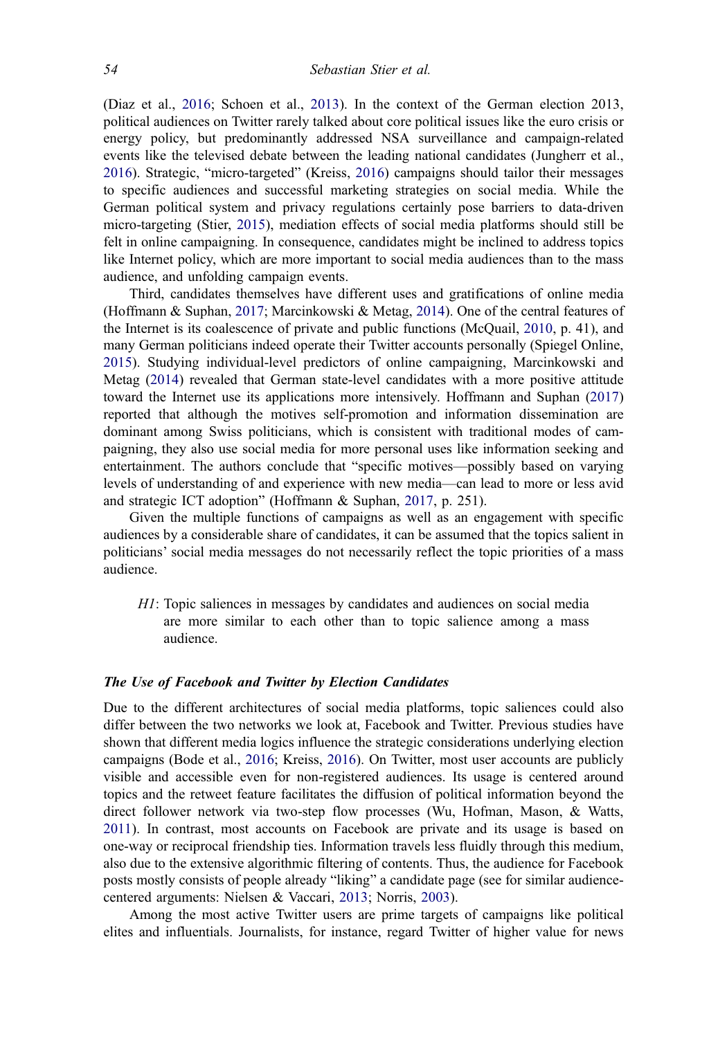(Diaz et al., 2016; Schoen et al., 2013). In the context of the German election 2013, political audiences on Twitter rarely talked about core political issues like the euro crisis or energy policy, but predominantly addressed NSA surveillance and campaign-related events like the televised debate between the leading national candidates (Jungherr et al., 2016). Strategic, "micro-targeted" (Kreiss, 2016) campaigns should tailor their messages to specific audiences and successful marketing strategies on social media. While the German political system and privacy regulations certainly pose barriers to data-driven micro-targeting (Stier, 2015), mediation effects of social media platforms should still be felt in online campaigning. In consequence, candidates might be inclined to address topics like Internet policy, which are more important to social media audiences than to the mass audience, and unfolding campaign events.

Third, candidates themselves have different uses and gratifications of online media (Hoffmann & Suphan, 2017; Marcinkowski & Metag, 2014). One of the central features of the Internet is its coalescence of private and public functions (McQuail, 2010, p. 41), and many German politicians indeed operate their Twitter accounts personally (Spiegel Online, 2015). Studying individual-level predictors of online campaigning, Marcinkowski and Metag (2014) revealed that German state-level candidates with a more positive attitude toward the Internet use its applications more intensively. Hoffmann and Suphan (2017) reported that although the motives self-promotion and information dissemination are dominant among Swiss politicians, which is consistent with traditional modes of campaigning, they also use social media for more personal uses like information seeking and entertainment. The authors conclude that "specific motives—possibly based on varying levels of understanding of and experience with new media—can lead to more or less avid and strategic ICT adoption" (Hoffmann & Suphan, 2017, p. 251).

Given the multiple functions of campaigns as well as an engagement with specific audiences by a considerable share of candidates, it can be assumed that the topics salient in politicians' social media messages do not necessarily reflect the topic priorities of a mass audience.

> *H1*: Topic saliences in messages by candidates and audiences on social media are more similar to each other than to topic salience among a mass audience.

### *The Use of Facebook and Twitter by Election Candidates*

Due to the different architectures of social media platforms, topic saliences could also differ between the two networks we look at, Facebook and Twitter. Previous studies have shown that different media logics influence the strategic considerations underlying election campaigns (Bode et al., 2016; Kreiss, 2016). On Twitter, most user accounts are publicly visible and accessible even for non-registered audiences. Its usage is centered around topics and the retweet feature facilitates the diffusion of political information beyond the direct follower network via two-step flow processes (Wu, Hofman, Mason, & Watts, 2011). In contrast, most accounts on Facebook are private and its usage is based on one-way or reciprocal friendship ties. Information travels less fluidly through this medium, also due to the extensive algorithmic filtering of contents. Thus, the audience for Facebook posts mostly consists of people already "liking" a candidate page (see for similar audience-centered arguments: Nielsen & Vaccari, 2013; Norris, 2003).

Among the most active Twitter users are prime targets of campaigns like political elites and influentials. Journalists, for instance, regard Twitter of higher value for news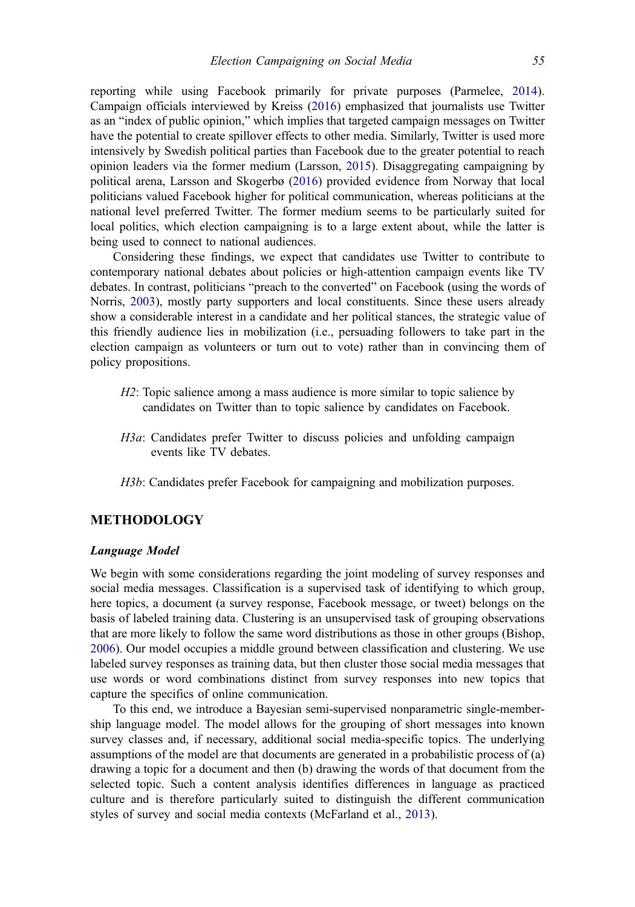reporting while using Facebook primarily for private purposes (Parmelee, 2014). Campaign officials interviewed by Kreiss (2016) emphasized that journalists use Twitter as an "index of public opinion," which implies that targeted campaign messages on Twitter have the potential to create spillover effects to other media. Similarly, Twitter is used more intensively by Swedish political parties than Facebook due to the greater potential to reach opinion leaders via the former medium (Larsson, 2015). Disaggregating campaigning by political arena, Larsson and Skogerbø (2016) provided evidence from Norway that local politicians valued Facebook higher for political communication, whereas politicians at the national level preferred Twitter. The former medium seems to be particularly suited for local politics, which election campaigning is to a large extent about, while the latter is being used to connect to national audiences.

Considering these findings, we expect that candidates use Twitter to contribute to contemporary national debates about policies or high-attention campaign events like TV debates. In contrast, politicians "preach to the converted" on Facebook (using the words of Norris, 2003), mostly party supporters and local constituents. Since these users already show a considerable interest in a candidate and her political stances, the strategic value of this friendly audience lies in mobilization (i.e., persuading followers to take part in the election campaign as volunteers or turn out to vote) rather than in convincing them of policy propositions.

> *H2*: Topic salience among a mass audience is more similar to topic salience by candidates on Twitter than to topic salience by candidates on Facebook.

> *H3a*: Candidates prefer Twitter to discuss policies and unfolding campaign events like TV debates.

> *H3b*: Candidates prefer Facebook for campaigning and mobilization purposes.

## METHODOLOGY

### *Language Model*

We begin with some considerations regarding the joint modeling of survey responses and social media messages. Classification is a supervised task of identifying to which group, here topics, a document (a survey response, Facebook message, or tweet) belongs on the basis of labeled training data. Clustering is an unsupervised task of grouping observations that are more likely to follow the same word distributions as those in other groups (Bishop, 2006). Our model occupies a middle ground between classification and clustering. We use labeled survey responses as training data, but then cluster those social media messages that use words or word combinations distinct from survey responses into new topics that capture the specifics of online communication.

To this end, we introduce a Bayesian semi-supervised nonparametric single-membership language model. The model allows for the grouping of short messages into known survey classes and, if necessary, additional social media-specific topics. The underlying assumptions of the model are that documents are generated in a probabilistic process of (a) drawing a topic for a document and then (b) drawing the words of that document from the selected topic. Such a content analysis identifies differences in language as practiced culture and is therefore particularly suited to distinguish the different communication styles of survey and social media contexts (McFarland et al., 2013).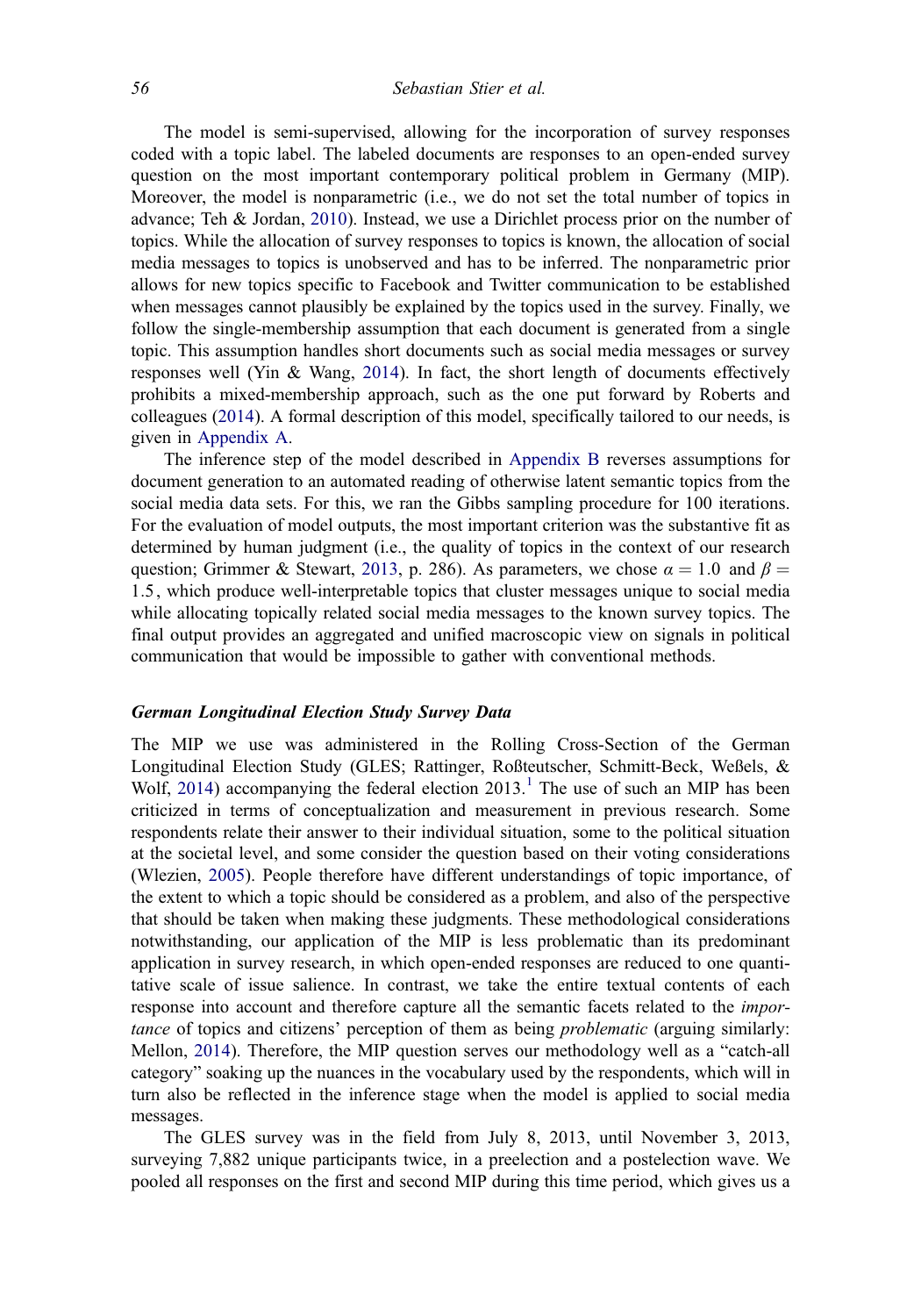The model is semi-supervised, allowing for the incorporation of survey responses coded with a topic label. The labeled documents are responses to an open-ended survey question on the most important contemporary political problem in Germany (MIP). Moreover, the model is nonparametric (i.e., we do not set the total number of topics in advance; Teh & Jordan, 2010). Instead, we use a Dirichlet process prior on the number of topics. While the allocation of survey responses to topics is known, the allocation of social media messages to topics is unobserved and has to be inferred. The nonparametric prior allows for new topics specific to Facebook and Twitter communication to be established when messages cannot plausibly be explained by the topics used in the survey. Finally, we follow the single-membership assumption that each document is generated from a single topic. This assumption handles short documents such as social media messages or survey responses well (Yin & Wang, 2014). In fact, the short length of documents effectively prohibits a mixed-membership approach, such as the one put forward by Roberts and colleagues (2014). A formal description of this model, specifically tailored to our needs, is given in Appendix A.

The inference step of the model described in Appendix B reverses assumptions for document generation to an automated reading of otherwise latent semantic topics from the social media data sets. For this, we ran the Gibbs sampling procedure for 100 iterations. For the evaluation of model outputs, the most important criterion was the substantive fit as determined by human judgment (i.e., the quality of topics in the context of our research question; Grimmer & Stewart, 2013, p. 286). As parameters, we chose $\alpha = 1.0$ and $\beta = 1.5$, which produce well-interpretable topics that cluster messages unique to social media while allocating topically related social media messages to the known survey topics. The final output provides an aggregated and unified macroscopic view on signals in political communication that would be impossible to gather with conventional methods.

### German Longitudinal Election Study Survey Data

The MIP we use was administered in the Rolling Cross-Section of the German Longitudinal Election Study (GLES; Rattinger, Roßteutscher, Schmitt-Beck, Weßels, & Wolf, 2014) accompanying the federal election 2013.[1] The use of such an MIP has been criticized in terms of conceptualization and measurement in previous research. Some respondents relate their answer to their individual situation, some to the political situation at the societal level, and some consider the question based on their voting considerations (Wlezien, 2005). People therefore have different understandings of topic importance, of the extent to which a topic should be considered as a problem, and also of the perspective that should be taken when making these judgments. These methodological considerations notwithstanding, our application of the MIP is less problematic than its predominant application in survey research, in which open-ended responses are reduced to one quantitative scale of issue salience. In contrast, we take the entire textual contents of each response into account and therefore capture all the semantic facets related to the *importance* of topics and citizens' perception of them as being *problematic* (arguing similarly: Mellon, 2014). Therefore, the MIP question serves our methodology well as a "catch-all category" soaking up the nuances in the vocabulary used by the respondents, which will in turn also be reflected in the inference stage when the model is applied to social media messages.

The GLES survey was in the field from July 8, 2013, until November 3, 2013, surveying 7,882 unique participants twice, in a preelection and a postelection wave. We pooled all responses on the first and second MIP during this time period, which gives us a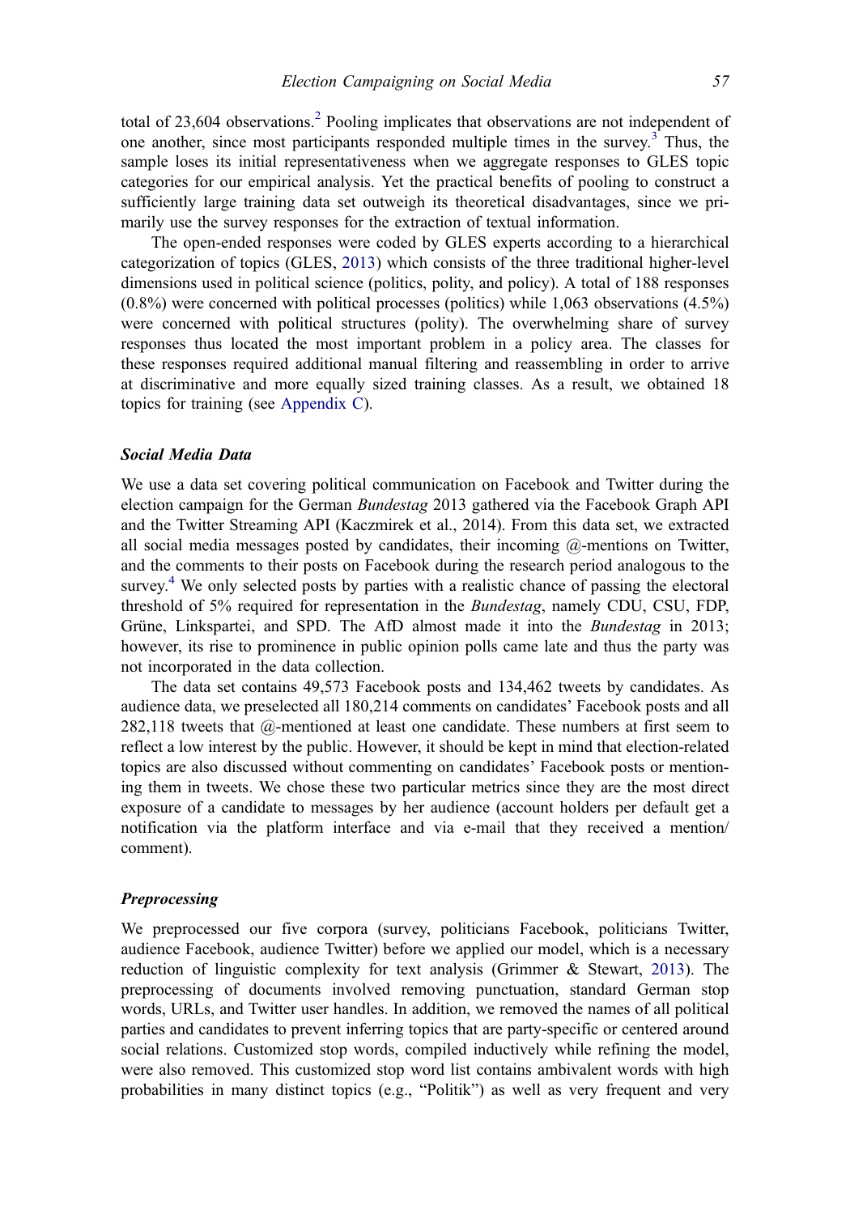total of 23,604 observations.[2] Pooling implicates that observations are not independent of one another, since most participants responded multiple times in the survey.[3] Thus, the sample loses its initial representativeness when we aggregate responses to GLES topic categories for our empirical analysis. Yet the practical benefits of pooling to construct a sufficiently large training data set outweigh its theoretical disadvantages, since we primarily use the survey responses for the extraction of textual information.

The open-ended responses were coded by GLES experts according to a hierarchical categorization of topics (GLES, 2013) which consists of the three traditional higher-level dimensions used in political science (politics, polity, and policy). A total of 188 responses (0.8%) were concerned with political processes (politics) while 1,063 observations (4.5%) were concerned with political structures (polity). The overwhelming share of survey responses thus located the most important problem in a policy area. The classes for these responses required additional manual filtering and reassembling in order to arrive at discriminative and more equally sized training classes. As a result, we obtained 18 topics for training (see Appendix C).

### *Social Media Data*

We use a data set covering political communication on Facebook and Twitter during the election campaign for the German *Bundestag* 2013 gathered via the Facebook Graph API and the Twitter Streaming API (Kaczmirek et al., 2014). From this data set, we extracted all social media messages posted by candidates, their incoming @-mentions on Twitter, and the comments to their posts on Facebook during the research period analogous to the survey.[4] We only selected posts by parties with a realistic chance of passing the electoral threshold of 5% required for representation in the *Bundestag*, namely CDU, CSU, FDP, Grüne, Linkspartei, and SPD. The AfD almost made it into the *Bundestag* in 2013; however, its rise to prominence in public opinion polls came late and thus the party was not incorporated in the data collection.

The data set contains 49,573 Facebook posts and 134,462 tweets by candidates. As audience data, we preselected all 180,214 comments on candidates' Facebook posts and all 282,118 tweets that @-mentioned at least one candidate. These numbers at first seem to reflect a low interest by the public. However, it should be kept in mind that election-related topics are also discussed without commenting on candidates' Facebook posts or mentioning them in tweets. We chose these two particular metrics since they are the most direct exposure of a candidate to messages by her audience (account holders per default get a notification via the platform interface and via e-mail that they received a mention/comment).

### *Preprocessing*

We preprocessed our five corpora (survey, politicians Facebook, politicians Twitter, audience Facebook, audience Twitter) before we applied our model, which is a necessary reduction of linguistic complexity for text analysis (Grimmer & Stewart, 2013). The preprocessing of documents involved removing punctuation, standard German stop words, URLs, and Twitter user handles. In addition, we removed the names of all political parties and candidates to prevent inferring topics that are party-specific or centered around social relations. Customized stop words, compiled inductively while refining the model, were also removed. This customized stop word list contains ambivalent words with high probabilities in many distinct topics (e.g., "Politik") as well as very frequent and very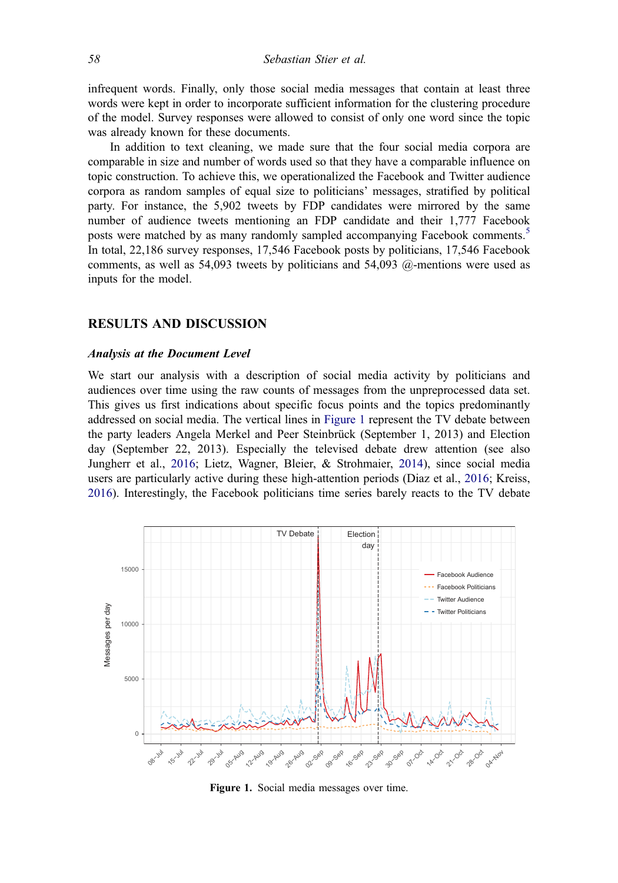infrequent words. Finally, only those social media messages that contain at least three words were kept in order to incorporate sufficient information for the clustering procedure of the model. Survey responses were allowed to consist of only one word since the topic was already known for these documents.

In addition to text cleaning, we made sure that the four social media corpora are comparable in size and number of words used so that they have a comparable influence on topic construction. To achieve this, we operationalized the Facebook and Twitter audience corpora as random samples of equal size to politicians' messages, stratified by political party. For instance, the 5,902 tweets by FDP candidates were mirrored by the same number of audience tweets mentioning an FDP candidate and their 1,777 Facebook posts were matched by as many randomly sampled accompanying Facebook comments.[5] In total, 22,186 survey responses, 17,546 Facebook posts by politicians, 17,546 Facebook comments, as well as 54,093 tweets by politicians and 54,093 @-mentions were used as inputs for the model.

## RESULTS AND DISCUSSION

### *Analysis at the Document Level*

We start our analysis with a description of social media activity by politicians and audiences over time using the raw counts of messages from the unpreprocessed data set. This gives us first indications about specific focus points and the topics predominantly addressed on social media. The vertical lines in Figure 1 represent the TV debate between the party leaders Angela Merkel and Peer Steinbrück (September 1, 2013) and Election day (September 22, 2013). Especially the televised debate drew attention (see also Jungherr et al., 2016; Lietz, Wagner, Bleier, & Strohmaier, 2014), since social media users are particularly active during these high-attention periods (Diaz et al., 2016; Kreiss, 2016). Interestingly, the Facebook politicians time series barely reacts to the TV debate

**Figure 1.** Social media messages over time.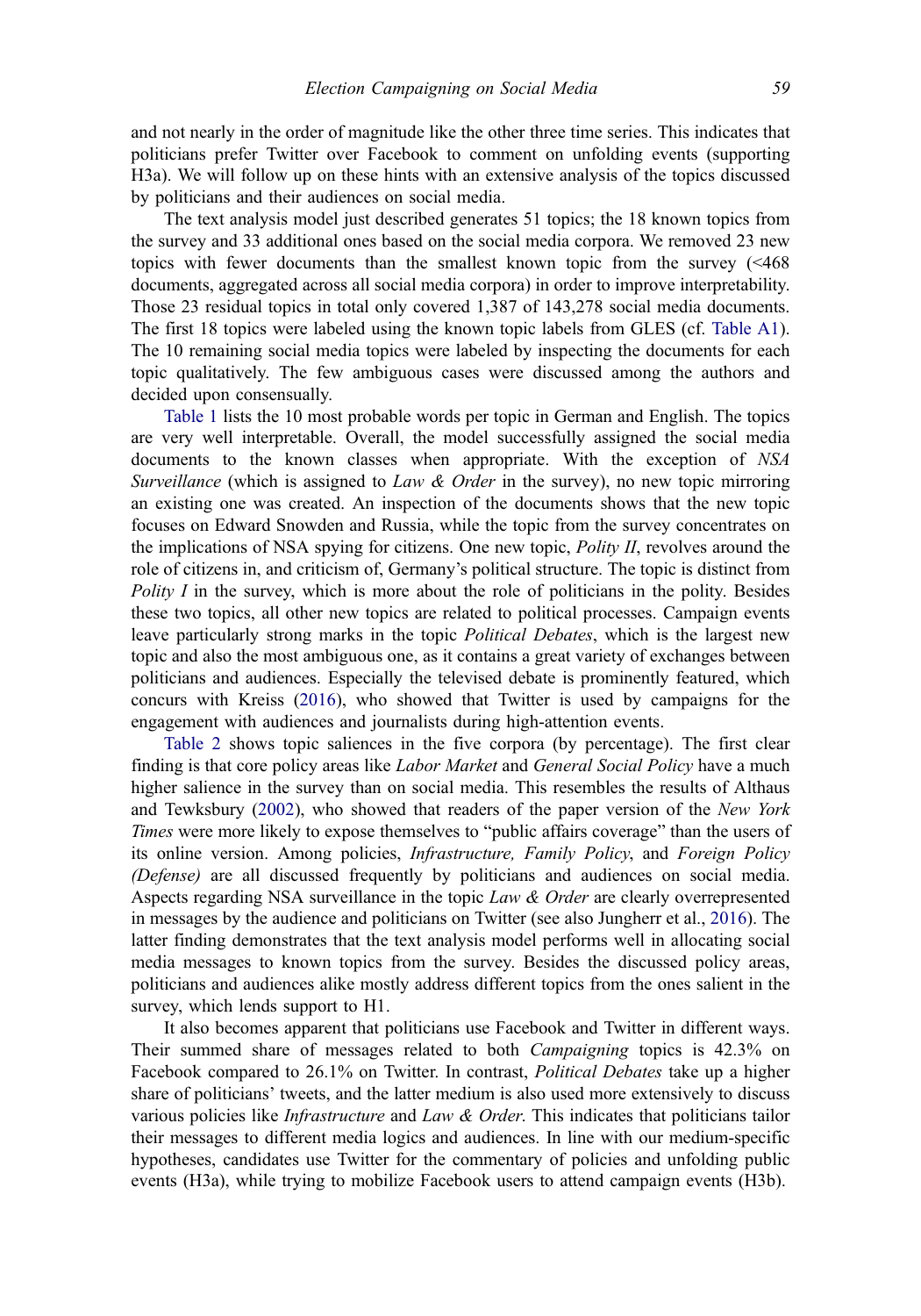and not nearly in the order of magnitude like the other three time series. This indicates that politicians prefer Twitter over Facebook to comment on unfolding events (supporting H3a). We will follow up on these hints with an extensive analysis of the topics discussed by politicians and their audiences on social media.

The text analysis model just described generates 51 topics; the 18 known topics from the survey and 33 additional ones based on the social media corpora. We removed 23 new topics with fewer documents than the smallest known topic from the survey (<468 documents, aggregated across all social media corpora) in order to improve interpretability. Those 23 residual topics in total only covered 1,387 of 143,278 social media documents. The first 18 topics were labeled using the known topic labels from GLES (cf. Table A1). The 10 remaining social media topics were labeled by inspecting the documents for each topic qualitatively. The few ambiguous cases were discussed among the authors and decided upon consensually.

Table 1 lists the 10 most probable words per topic in German and English. The topics are very well interpretable. Overall, the model successfully assigned the social media documents to the known classes when appropriate. With the exception of *NSA Surveillance* (which is assigned to *Law & Order* in the survey), no new topic mirroring an existing one was created. An inspection of the documents shows that the new topic focuses on Edward Snowden and Russia, while the topic from the survey concentrates on the implications of NSA spying for citizens. One new topic, *Polity II*, revolves around the role of citizens in, and criticism of, Germany's political structure. The topic is distinct from *Polity I* in the survey, which is more about the role of politicians in the polity. Besides these two topics, all other new topics are related to political processes. Campaign events leave particularly strong marks in the topic *Political Debates*, which is the largest new topic and also the most ambiguous one, as it contains a great variety of exchanges between politicians and audiences. Especially the televised debate is prominently featured, which concurs with Kreiss (2016), who showed that Twitter is used by campaigns for the engagement with audiences and journalists during high-attention events.

Table 2 shows topic saliences in the five corpora (by percentage). The first clear finding is that core policy areas like *Labor Market* and *General Social Policy* have a much higher salience in the survey than on social media. This resembles the results of Althaus and Tewksbury (2002), who showed that readers of the paper version of the *New York Times* were more likely to expose themselves to "public affairs coverage" than the users of its online version. Among policies, *Infrastructure, Family Policy*, and *Foreign Policy (Defense)* are all discussed frequently by politicians and audiences on social media. Aspects regarding NSA surveillance in the topic *Law & Order* are clearly overrepresented in messages by the audience and politicians on Twitter (see also Jungherr et al., 2016). The latter finding demonstrates that the text analysis model performs well in allocating social media messages to known topics from the survey. Besides the discussed policy areas, politicians and audiences alike mostly address different topics from the ones salient in the survey, which lends support to H1.

It also becomes apparent that politicians use Facebook and Twitter in different ways. Their summed share of messages related to both *Campaigning* topics is 42.3% on Facebook compared to 26.1% on Twitter. In contrast, *Political Debates* take up a higher share of politicians' tweets, and the latter medium is also used more extensively to discuss various policies like *Infrastructure* and *Law & Order*. This indicates that politicians tailor their messages to different media logics and audiences. In line with our medium-specific hypotheses, candidates use Twitter for the commentary of policies and unfolding public events (H3a), while trying to mobilize Facebook users to attend campaign events (H3b).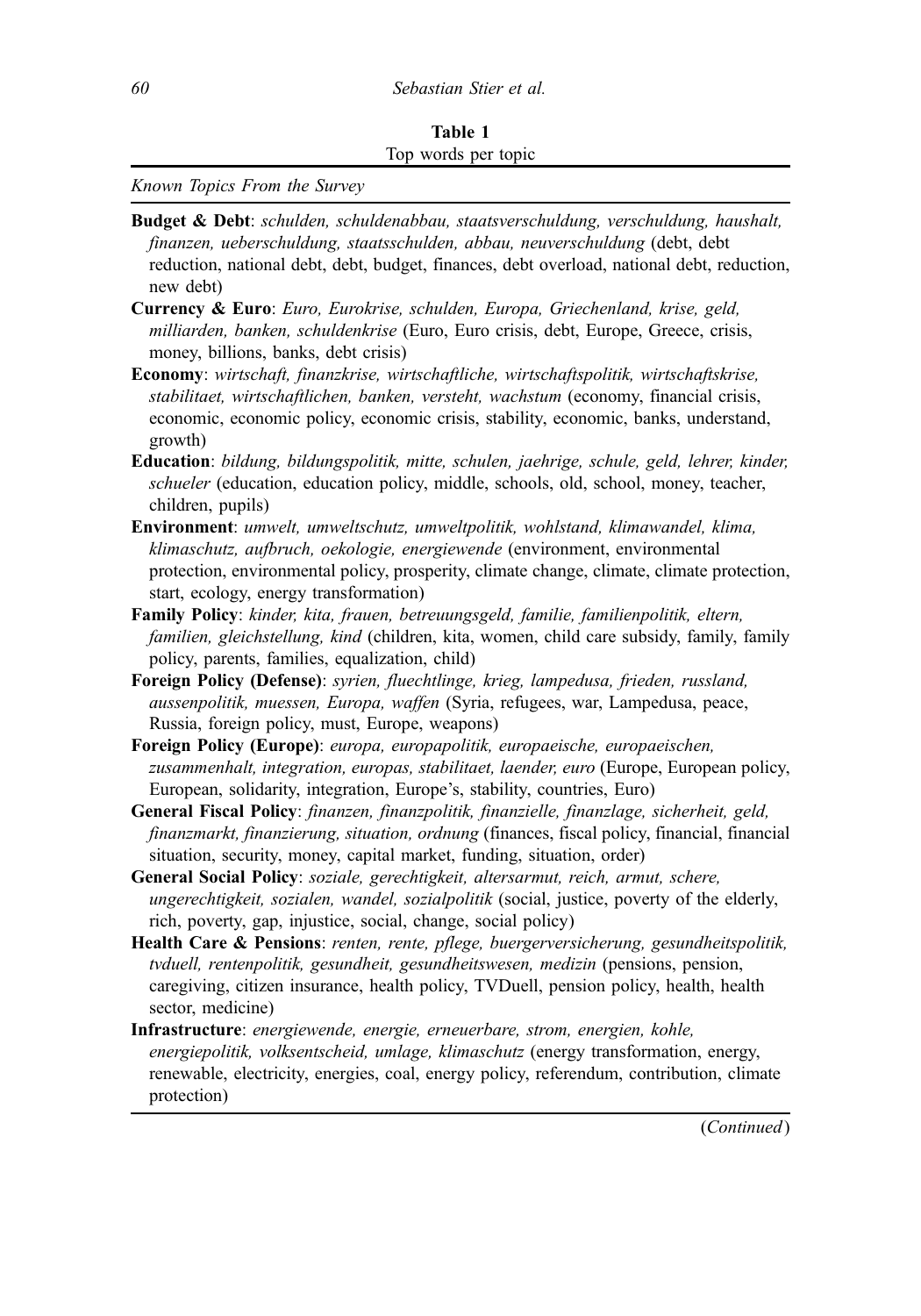**Table 1**
Top words per topic

*Known Topics From the Survey*

**Budget & Debt**: *schulden, schuldenabbau, staatsverschuldung, verschuldung, haushalt, finanzen, ueberschuldung, staatsschulden, abbau, neuverschuldung* (debt, debt reduction, national debt, debt, budget, finances, debt overload, national debt, reduction, new debt)

**Currency & Euro**: *Euro, Eurokrise, schulden, Europa, Griechenland, krise, geld, milliarden, banken, schuldenkrise* (Euro, Euro crisis, debt, Europe, Greece, crisis, money, billions, banks, debt crisis)

**Economy**: *wirtschaft, finanzkrise, wirtschaftliche, wirtschaftspolitik, wirtschaftskrise, stabilitaet, wirtschaftlichen, banken, versteht, wachstum* (economy, financial crisis, economic, economic policy, economic crisis, stability, economic, banks, understand, growth)

**Education**: *bildung, bildungspolitik, mitte, schulen, jaehrige, schule, geld, lehrer, kinder, schueler* (education, education policy, middle, schools, old, school, money, teacher, children, pupils)

**Environment**: *umwelt, umweltschutz, umweltpolitik, wohlstand, klimawandel, klima, klimaschutz, aufbruch, oekologie, energiewende* (environment, environmental protection, environmental policy, prosperity, climate change, climate, climate protection, start, ecology, energy transformation)

**Family Policy**: *kinder, kita, frauen, betreuungsgeld, familie, familienpolitik, eltern, familien, gleichstellung, kind* (children, kita, women, child care subsidy, family, family policy, parents, families, equalization, child)

**Foreign Policy (Defense)**: *syrien, fluechtlinge, krieg, lampedusa, frieden, russland, aussenpolitik, muessen, Europa, waffen* (Syria, refugees, war, Lampedusa, peace, Russia, foreign policy, must, Europe, weapons)

**Foreign Policy (Europe)**: *europa, europapolitik, europaeische, europaeischen, zusammenhalt, integration, europas, stabilitaet, laender, euro* (Europe, European policy, European, solidarity, integration, Europe's, stability, countries, Euro)

**General Fiscal Policy**: *finanzen, finanzpolitik, finanzielle, finanzlage, sicherheit, geld, finanzmarkt, finanzierung, situation, ordnung* (finances, fiscal policy, financial, financial situation, security, money, capital market, funding, situation, order)

**General Social Policy**: *soziale, gerechtigkeit, altersarmut, reich, armut, schere, ungerechtigkeit, sozialen, wandel, sozialpolitik* (social, justice, poverty of the elderly, rich, poverty, gap, injustice, social, change, social policy)

**Health Care & Pensions**: *renten, rente, pflege, buergerversicherung, gesundheitspolitik, tvduell, rentenpolitik, gesundheit, gesundheitswesen, medizin* (pensions, pension, caregiving, citizen insurance, health policy, TVDuell, pension policy, health, health sector, medicine)

**Infrastructure**: *energiewende, energie, erneuerbare, strom, energien, kohle, energiepolitik, volksentscheid, umlage, klimaschutz* (energy transformation, energy, renewable, electricity, energies, coal, energy policy, referendum, contribution, climate protection)

(*Continued*)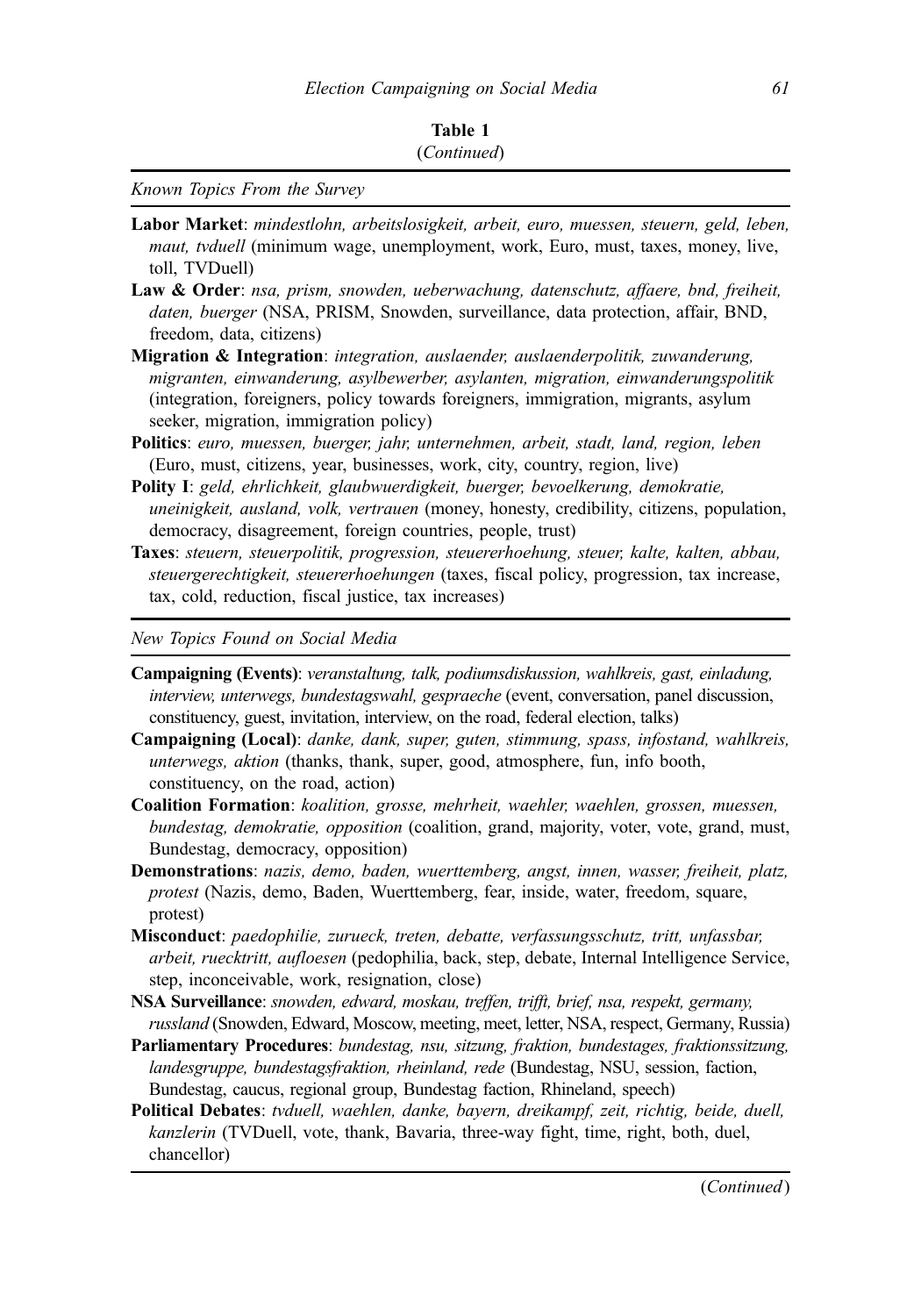**Table 1**
(*Continued*)

*Known Topics From the Survey*

**Labor Market**: *mindestlohn, arbeitslosigkeit, arbeit, euro, muessen, steuern, geld, leben, maut, tvduell* (minimum wage, unemployment, work, Euro, must, taxes, money, live, toll, TVDuell)

**Law & Order**: *nsa, prism, snowden, ueberwachung, datenschutz, affaere, bnd, freiheit, daten, buerger* (NSA, PRISM, Snowden, surveillance, data protection, affair, BND, freedom, data, citizens)

**Migration & Integration**: *integration, auslaender, auslaenderpolitik, zuwanderung, migranten, einwanderung, asylbewerber, asylanten, migration, einwanderungspolitik* (integration, foreigners, policy towards foreigners, immigration, migrants, asylum seeker, migration, immigration policy)

**Politics**: *euro, muessen, buerger, jahr, unternehmen, arbeit, stadt, land, region, leben* (Euro, must, citizens, year, businesses, work, city, country, region, live)

**Polity I**: *geld, ehrlichkeit, glaubwuerdigkeit, buerger, bevoelkerung, demokratie, uneinigkeit, ausland, volk, vertrauen* (money, honesty, credibility, citizens, population, democracy, disagreement, foreign countries, people, trust)

**Taxes**: *steuern, steuerpolitik, progression, steuererhoehung, steuer, kalte, kalten, abbau, steuergerechtigkeit, steuererhoehungen* (taxes, fiscal policy, progression, tax increase, tax, cold, reduction, fiscal justice, tax increases)

*New Topics Found on Social Media*

**Campaigning (Events)**: *veranstaltung, talk, podiumsdiskussion, wahlkreis, gast, einladung, interview, unterwegs, bundestagswahl, gespraeche* (event, conversation, panel discussion, constituency, guest, invitation, interview, on the road, federal election, talks)

**Campaigning (Local)**: *danke, dank, super, guten, stimmung, spass, infostand, wahlkreis, unterwegs, aktion* (thanks, thank, super, good, atmosphere, fun, info booth, constituency, on the road, action)

**Coalition Formation**: *koalition, grosse, mehrheit, waehler, waehlen, grossen, muessen, bundestag, demokratie, opposition* (coalition, grand, majority, voter, vote, grand, must, Bundestag, democracy, opposition)

**Demonstrations**: *nazis, demo, baden, wuerttemberg, angst, innen, wasser, freiheit, platz, protest* (Nazis, demo, Baden, Wuerttemberg, fear, inside, water, freedom, square, protest)

**Misconduct**: *paedophilie, zurueck, treten, debatte, verfassungsschutz, tritt, unfassbar, arbeit, ruecktritt, aufloesen* (pedophilia, back, step, debate, Internal Intelligence Service, step, inconceivable, work, resignation, close)

**NSA Surveillance**: *snowden, edward, moskau, treffen, trifft, brief, nsa, respekt, germany, russland* (Snowden, Edward, Moscow, meeting, meet, letter, NSA, respect, Germany, Russia)

**Parliamentary Procedures**: *bundestag, nsu, sitzung, fraktion, bundestages, fraktionssitzung, landesgruppe, bundestagsfraktion, rheinland, rede* (Bundestag, NSU, session, faction, Bundestag, caucus, regional group, Bundestag faction, Rhineland, speech)

**Political Debates**: *tvduell, waehlen, danke, bayern, dreikampf, zeit, richtig, beide, duell, kanzlerin* (TVDuell, vote, thank, Bavaria, three-way fight, time, right, both, duel, chancellor)

(*Continued*)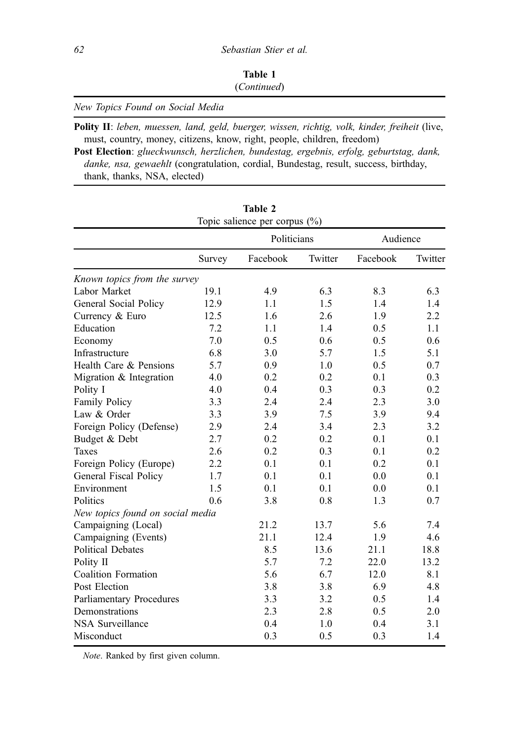**Table 1**
(*Continued*)

| *New Topics Found on Social Media* |
| --- |
| **Polity II**: *leben, muessen, land, geld, buerger, wissen, richtig, volk, kinder, freiheit* (live, must, country, money, citizens, know, right, people, children, freedom) |
| **Post Election**: *glueckwunsch, herzlichen, bundestag, ergebnis, erfolg, geburtstag, dank, danke, nsa, gewaehlt* (congratulation, cordial, Bundestag, result, success, birthday, thank, thanks, NSA, elected) |

**Table 2**
Topic salience per corpus (%)

| | | Politicians | | Audience | |
| --- | --- | --- | --- | --- | --- |
| | Survey | Facebook | Twitter | Facebook | Twitter |
| *Known topics from the survey* | | | | | |
| Labor Market | 19.1 | 4.9 | 6.3 | 8.3 | 6.3 |
| General Social Policy | 12.9 | 1.1 | 1.5 | 1.4 | 1.4 |
| Currency & Euro | 12.5 | 1.6 | 2.6 | 1.9 | 2.2 |
| Education | 7.2 | 1.1 | 1.4 | 0.5 | 1.1 |
| Economy | 7.0 | 0.5 | 0.6 | 0.5 | 0.6 |
| Infrastructure | 6.8 | 3.0 | 5.7 | 1.5 | 5.1 |
| Health Care & Pensions | 5.7 | 0.9 | 1.0 | 0.5 | 0.7 |
| Migration & Integration | 4.0 | 0.2 | 0.2 | 0.1 | 0.3 |
| Polity I | 4.0 | 0.4 | 0.3 | 0.3 | 0.2 |
| Family Policy | 3.3 | 2.4 | 2.4 | 2.3 | 3.0 |
| Law & Order | 3.3 | 3.9 | 7.5 | 3.9 | 9.4 |
| Foreign Policy (Defense) | 2.9 | 2.4 | 3.4 | 2.3 | 3.2 |
| Budget & Debt | 2.7 | 0.2 | 0.2 | 0.1 | 0.1 |
| Taxes | 2.6 | 0.2 | 0.3 | 0.1 | 0.2 |
| Foreign Policy (Europe) | 2.2 | 0.1 | 0.1 | 0.2 | 0.1 |
| General Fiscal Policy | 1.7 | 0.1 | 0.1 | 0.0 | 0.1 |
| Environment | 1.5 | 0.1 | 0.1 | 0.0 | 0.1 |
| Politics | 0.6 | 3.8 | 0.8 | 1.3 | 0.7 |
| *New topics found on social media* | | | | | |
| Campaigning (Local) | | 21.2 | 13.7 | 5.6 | 7.4 |
| Campaigning (Events) | | 21.1 | 12.4 | 1.9 | 4.6 |
| Political Debates | | 8.5 | 13.6 | 21.1 | 18.8 |
| Polity II | | 5.7 | 7.2 | 22.0 | 13.2 |
| Coalition Formation | | 5.6 | 6.7 | 12.0 | 8.1 |
| Post Election | | 3.8 | 3.8 | 6.9 | 4.8 |
| Parliamentary Procedures | | 3.3 | 3.2 | 0.5 | 1.4 |
| Demonstrations | | 2.3 | 2.8 | 0.5 | 2.0 |
| NSA Surveillance | | 0.4 | 1.0 | 0.4 | 3.1 |
| Misconduct | | 0.3 | 0.5 | 0.3 | 1.4 |

*Note*. Ranked by first given column.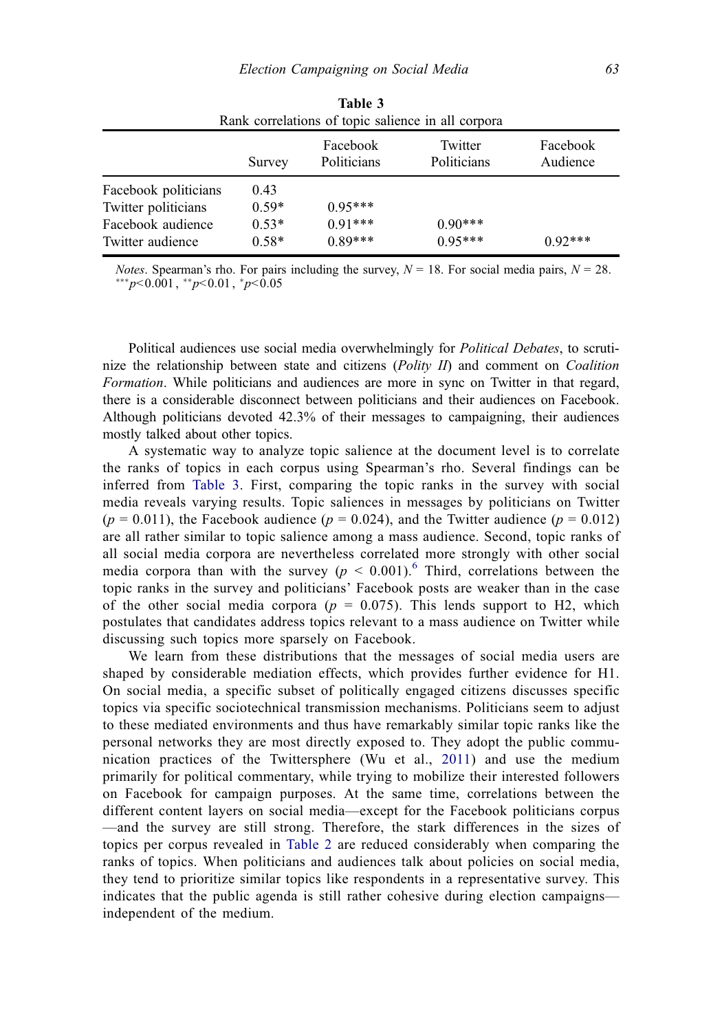**Table 3**
Rank correlations of topic salience in all corpora

| | Survey | Facebook Politicians | Twitter Politicians | Facebook Audience |
|---|---|---|---|---|
| Facebook politicians | 0.43 | | | |
| Twitter politicians | 0.59* | 0.95*** | | |
| Facebook audience | 0.53* | 0.91*** | 0.90*** | |
| Twitter audience | 0.58* | 0.89*** | 0.95*** | 0.92*** |

*Notes*. Spearman's rho. For pairs including the survey, $N = 18$. For social media pairs, $N = 28$.
$^{***}p<0.001$, $^{**}p<0.01$, $^{*}p<0.05$

Political audiences use social media overwhelmingly for *Political Debates*, to scrutinize the relationship between state and citizens (*Polity II*) and comment on *Coalition Formation*. While politicians and audiences are more in sync on Twitter in that regard, there is a considerable disconnect between politicians and their audiences on Facebook. Although politicians devoted 42.3% of their messages to campaigning, their audiences mostly talked about other topics.

A systematic way to analyze topic salience at the document level is to correlate the ranks of topics in each corpus using Spearman's rho. Several findings can be inferred from Table 3. First, comparing the topic ranks in the survey with social media reveals varying results. Topic saliences in messages by politicians on Twitter ($p = 0.011$), the Facebook audience ($p = 0.024$), and the Twitter audience ($p = 0.012$) are all rather similar to topic salience among a mass audience. Second, topic ranks of all social media corpora are nevertheless correlated more strongly with other social media corpora than with the survey ($p < 0.001$).[6] Third, correlations between the topic ranks in the survey and politicians' Facebook posts are weaker than in the case of the other social media corpora ($p = 0.075$). This lends support to H2, which postulates that candidates address topics relevant to a mass audience on Twitter while discussing such topics more sparsely on Facebook.

We learn from these distributions that the messages of social media users are shaped by considerable mediation effects, which provides further evidence for H1. On social media, a specific subset of politically engaged citizens discusses specific topics via specific sociotechnical transmission mechanisms. Politicians seem to adjust to these mediated environments and thus have remarkably similar topic ranks like the personal networks they are most directly exposed to. They adopt the public communication practices of the Twittersphere (Wu et al., 2011) and use the medium primarily for political commentary, while trying to mobilize their interested followers on Facebook for campaign purposes. At the same time, correlations between the different content layers on social media—except for the Facebook politicians corpus—and the survey are still strong. Therefore, the stark differences in the sizes of topics per corpus revealed in Table 2 are reduced considerably when comparing the ranks of topics. When politicians and audiences talk about policies on social media, they tend to prioritize similar topics like respondents in a representative survey. This indicates that the public agenda is still rather cohesive during election campaigns—independent of the medium.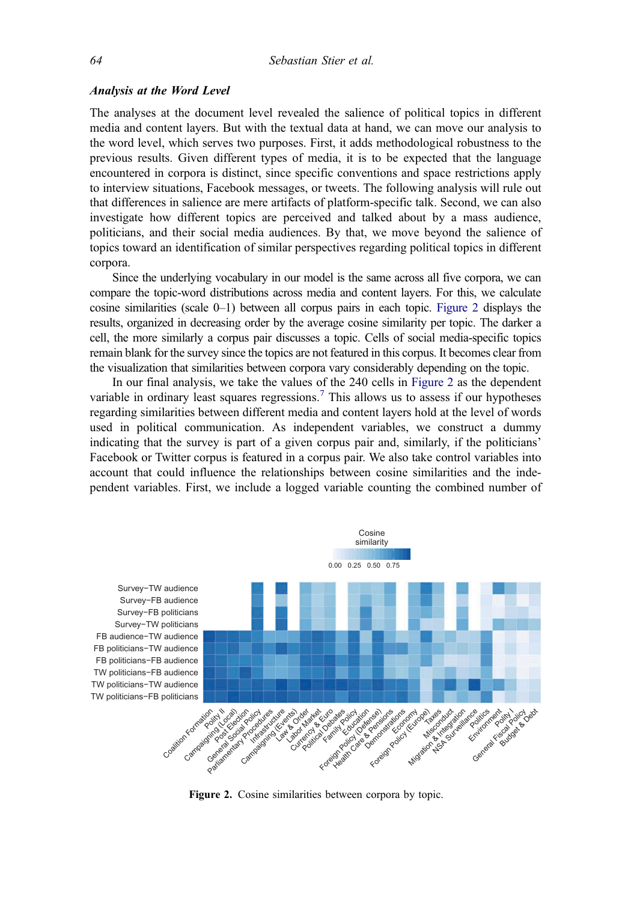### *Analysis at the Word Level*

The analyses at the document level revealed the salience of political topics in different media and content layers. But with the textual data at hand, we can move our analysis to the word level, which serves two purposes. First, it adds methodological robustness to the previous results. Given different types of media, it is to be expected that the language encountered in corpora is distinct, since specific conventions and space restrictions apply to interview situations, Facebook messages, or tweets. The following analysis will rule out that differences in salience are mere artifacts of platform-specific talk. Second, we can also investigate how different topics are perceived and talked about by a mass audience, politicians, and their social media audiences. By that, we move beyond the salience of topics toward an identification of similar perspectives regarding political topics in different corpora.

Since the underlying vocabulary in our model is the same across all five corpora, we can compare the topic-word distributions across media and content layers. For this, we calculate cosine similarities (scale 0–1) between all corpus pairs in each topic. Figure 2 displays the results, organized in decreasing order by the average cosine similarity per topic. The darker a cell, the more similarly a corpus pair discusses a topic. Cells of social media-specific topics remain blank for the survey since the topics are not featured in this corpus. It becomes clear from the visualization that similarities between corpora vary considerably depending on the topic.

In our final analysis, we take the values of the 240 cells in Figure 2 as the dependent variable in ordinary least squares regressions.[7] This allows us to assess if our hypotheses regarding similarities between different media and content layers hold at the level of words used in political communication. As independent variables, we construct a dummy indicating that the survey is part of a given corpus pair and, similarly, if the politicians' Facebook or Twitter corpus is featured in a corpus pair. We also take control variables into account that could influence the relationships between cosine similarities and the independent variables. First, we include a logged variable counting the combined number of

**Figure 2.** Cosine similarities between corpora by topic.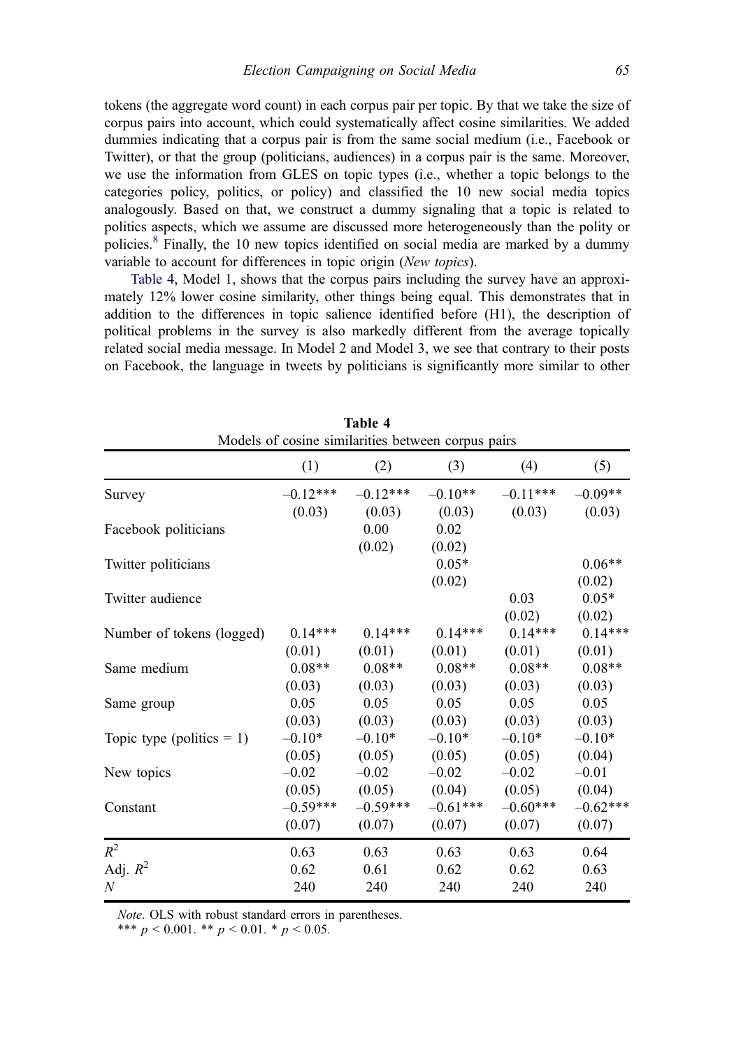tokens (the aggregate word count) in each corpus pair per topic. By that we take the size of corpus pairs into account, which could systematically affect cosine similarities. We added dummies indicating that a corpus pair is from the same social medium (i.e., Facebook or Twitter), or that the group (politicians, audiences) in a corpus pair is the same. Moreover, we use the information from GLES on topic types (i.e., whether a topic belongs to the categories policy, politics, or policy) and classified the 10 new social media topics analogously. Based on that, we construct a dummy signaling that a topic is related to politics aspects, which we assume are discussed more heterogeneously than the polity or policies.[8] Finally, the 10 new topics identified on social media are marked by a dummy variable to account for differences in topic origin (*New topics*).

Table 4, Model 1, shows that the corpus pairs including the survey have an approximately 12% lower cosine similarity, other things being equal. This demonstrates that in addition to the differences in topic salience identified before (H1), the description of political problems in the survey is also markedly different from the average topically related social media message. In Model 2 and Model 3, we see that contrary to their posts on Facebook, the language in tweets by politicians is significantly more similar to other

**Table 4**
Models of cosine similarities between corpus pairs

| | (1) | (2) | (3) | (4) | (5) |
|---|---|---|---|---|---|
| Survey | –0.12*** | –0.12*** | –0.10** | –0.11*** | –0.09** |
| | (0.03) | (0.03) | (0.03) | (0.03) | (0.03) |
| Facebook politicians | | 0.00 | 0.02 | | |
| | | (0.02) | (0.02) | | |
| Twitter politicians | | | 0.05* | | 0.06** |
| | | | (0.02) | | (0.02) |
| Twitter audience | | | | 0.03 | 0.05* |
| | | | | (0.02) | (0.02) |
| Number of tokens (logged) | 0.14*** | 0.14*** | 0.14*** | 0.14*** | 0.14*** |
| | (0.01) | (0.01) | (0.01) | (0.01) | (0.01) |
| Same medium | 0.08** | 0.08** | 0.08** | 0.08** | 0.08** |
| | (0.03) | (0.03) | (0.03) | (0.03) | (0.03) |
| Same group | 0.05 | 0.05 | 0.05 | 0.05 | 0.05 |
| | (0.03) | (0.03) | (0.03) | (0.03) | (0.03) |
| Topic type (politics = 1) | –0.10* | –0.10* | –0.10* | –0.10* | –0.10* |
| | (0.05) | (0.05) | (0.05) | (0.05) | (0.04) |
| New topics | –0.02 | –0.02 | –0.02 | –0.02 | –0.01 |
| | (0.05) | (0.05) | (0.04) | (0.05) | (0.04) |
| Constant | –0.59*** | –0.59*** | –0.61*** | –0.60*** | –0.62*** |
| | (0.07) | (0.07) | (0.07) | (0.07) | (0.07) |
| $R^2$ | 0.63 | 0.63 | 0.63 | 0.63 | 0.64 |
| Adj. $R^2$ | 0.62 | 0.61 | 0.62 | 0.62 | 0.63 |
| $N$ | 240 | 240 | 240 | 240 | 240 |

*Note*. OLS with robust standard errors in parentheses.
*** $p < 0.001$. ** $p < 0.01$. * $p < 0.05$.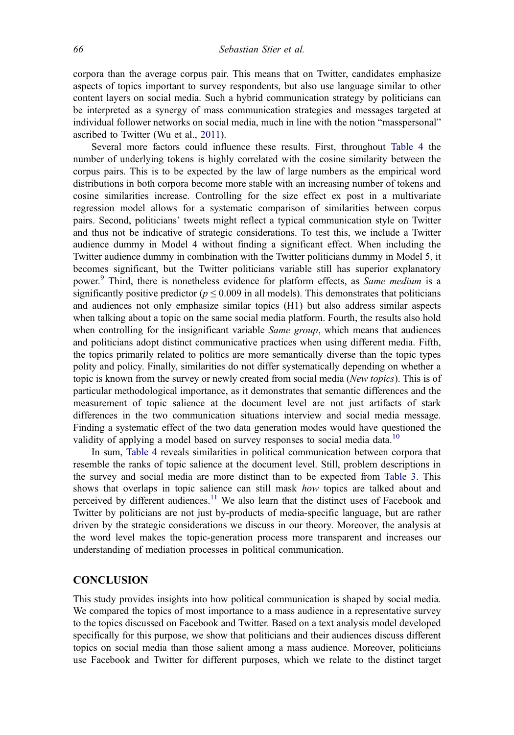corpora than the average corpus pair. This means that on Twitter, candidates emphasize aspects of topics important to survey respondents, but also use language similar to other content layers on social media. Such a hybrid communication strategy by politicians can be interpreted as a synergy of mass communication strategies and messages targeted at individual follower networks on social media, much in line with the notion "masspersonal" ascribed to Twitter (Wu et al., 2011).

Several more factors could influence these results. First, throughout Table 4 the number of underlying tokens is highly correlated with the cosine similarity between the corpus pairs. This is to be expected by the law of large numbers as the empirical word distributions in both corpora become more stable with an increasing number of tokens and cosine similarities increase. Controlling for the size effect ex post in a multivariate regression model allows for a systematic comparison of similarities between corpus pairs. Second, politicians' tweets might reflect a typical communication style on Twitter and thus not be indicative of strategic considerations. To test this, we include a Twitter audience dummy in Model 4 without finding a significant effect. When including the Twitter audience dummy in combination with the Twitter politicians dummy in Model 5, it becomes significant, but the Twitter politicians variable still has superior explanatory power.[9] Third, there is nonetheless evidence for platform effects, as *Same medium* is a significantly positive predictor ($p \leq 0.009$ in all models). This demonstrates that politicians and audiences not only emphasize similar topics (H1) but also address similar aspects when talking about a topic on the same social media platform. Fourth, the results also hold when controlling for the insignificant variable *Same group*, which means that audiences and politicians adopt distinct communicative practices when using different media. Fifth, the topics primarily related to politics are more semantically diverse than the topic types polity and policy. Finally, similarities do not differ systematically depending on whether a topic is known from the survey or newly created from social media (*New topics*). This is of particular methodological importance, as it demonstrates that semantic differences and the measurement of topic salience at the document level are not just artifacts of stark differences in the two communication situations interview and social media message. Finding a systematic effect of the two data generation modes would have questioned the validity of applying a model based on survey responses to social media data.[10]

In sum, Table 4 reveals similarities in political communication between corpora that resemble the ranks of topic salience at the document level. Still, problem descriptions in the survey and social media are more distinct than to be expected from Table 3. This shows that overlaps in topic salience can still mask *how* topics are talked about and perceived by different audiences.[11] We also learn that the distinct uses of Facebook and Twitter by politicians are not just by-products of media-specific language, but are rather driven by the strategic considerations we discuss in our theory. Moreover, the analysis at the word level makes the topic-generation process more transparent and increases our understanding of mediation processes in political communication.

## CONCLUSION

This study provides insights into how political communication is shaped by social media. We compared the topics of most importance to a mass audience in a representative survey to the topics discussed on Facebook and Twitter. Based on a text analysis model developed specifically for this purpose, we show that politicians and their audiences discuss different topics on social media than those salient among a mass audience. Moreover, politicians use Facebook and Twitter for different purposes, which we relate to the distinct target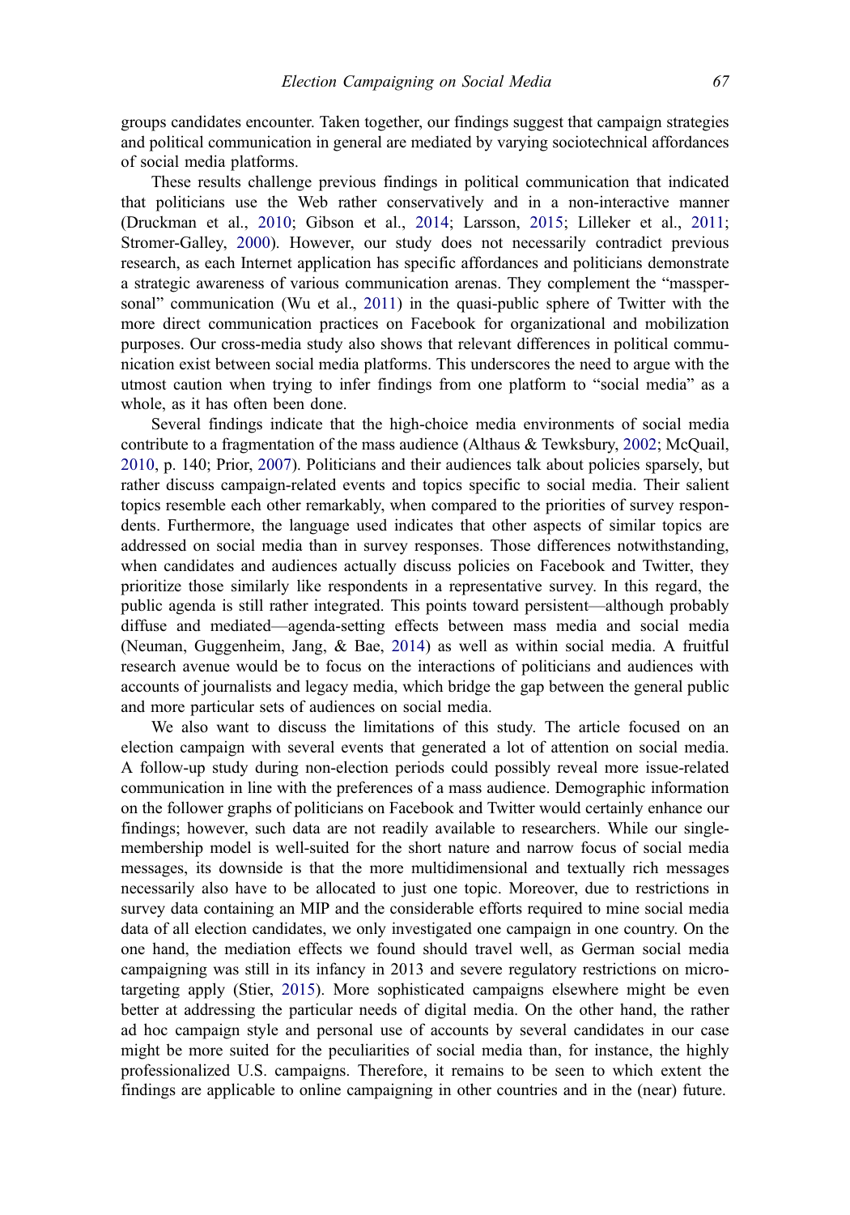groups candidates encounter. Taken together, our findings suggest that campaign strategies and political communication in general are mediated by varying sociotechnical affordances of social media platforms.

These results challenge previous findings in political communication that indicated that politicians use the Web rather conservatively and in a non-interactive manner (Druckman et al., 2010; Gibson et al., 2014; Larsson, 2015; Lilleker et al., 2011; Stromer-Galley, 2000). However, our study does not necessarily contradict previous research, as each Internet application has specific affordances and politicians demonstrate a strategic awareness of various communication arenas. They complement the "masspersonal" communication (Wu et al., 2011) in the quasi-public sphere of Twitter with the more direct communication practices on Facebook for organizational and mobilization purposes. Our cross-media study also shows that relevant differences in political communication exist between social media platforms. This underscores the need to argue with the utmost caution when trying to infer findings from one platform to "social media" as a whole, as it has often been done.

Several findings indicate that the high-choice media environments of social media contribute to a fragmentation of the mass audience (Althaus & Tewksbury, 2002; McQuail, 2010, p. 140; Prior, 2007). Politicians and their audiences talk about policies sparsely, but rather discuss campaign-related events and topics specific to social media. Their salient topics resemble each other remarkably, when compared to the priorities of survey respondents. Furthermore, the language used indicates that other aspects of similar topics are addressed on social media than in survey responses. Those differences notwithstanding, when candidates and audiences actually discuss policies on Facebook and Twitter, they prioritize those similarly like respondents in a representative survey. In this regard, the public agenda is still rather integrated. This points toward persistent—although probably diffuse and mediated—agenda-setting effects between mass media and social media (Neuman, Guggenheim, Jang, & Bae, 2014) as well as within social media. A fruitful research avenue would be to focus on the interactions of politicians and audiences with accounts of journalists and legacy media, which bridge the gap between the general public and more particular sets of audiences on social media.

We also want to discuss the limitations of this study. The article focused on an election campaign with several events that generated a lot of attention on social media. A follow-up study during non-election periods could possibly reveal more issue-related communication in line with the preferences of a mass audience. Demographic information on the follower graphs of politicians on Facebook and Twitter would certainly enhance our findings; however, such data are not readily available to researchers. While our single-membership model is well-suited for the short nature and narrow focus of social media messages, its downside is that the more multidimensional and textually rich messages necessarily also have to be allocated to just one topic. Moreover, due to restrictions in survey data containing an MIP and the considerable efforts required to mine social media data of all election candidates, we only investigated one campaign in one country. On the one hand, the mediation effects we found should travel well, as German social media campaigning was still in its infancy in 2013 and severe regulatory restrictions on microtargeting apply (Stier, 2015). More sophisticated campaigns elsewhere might be even better at addressing the particular needs of digital media. On the other hand, the rather ad hoc campaign style and personal use of accounts by several candidates in our case might be more suited for the peculiarities of social media than, for instance, the highly professionalized U.S. campaigns. Therefore, it remains to be seen to which extent the findings are applicable to online campaigning in other countries and in the (near) future.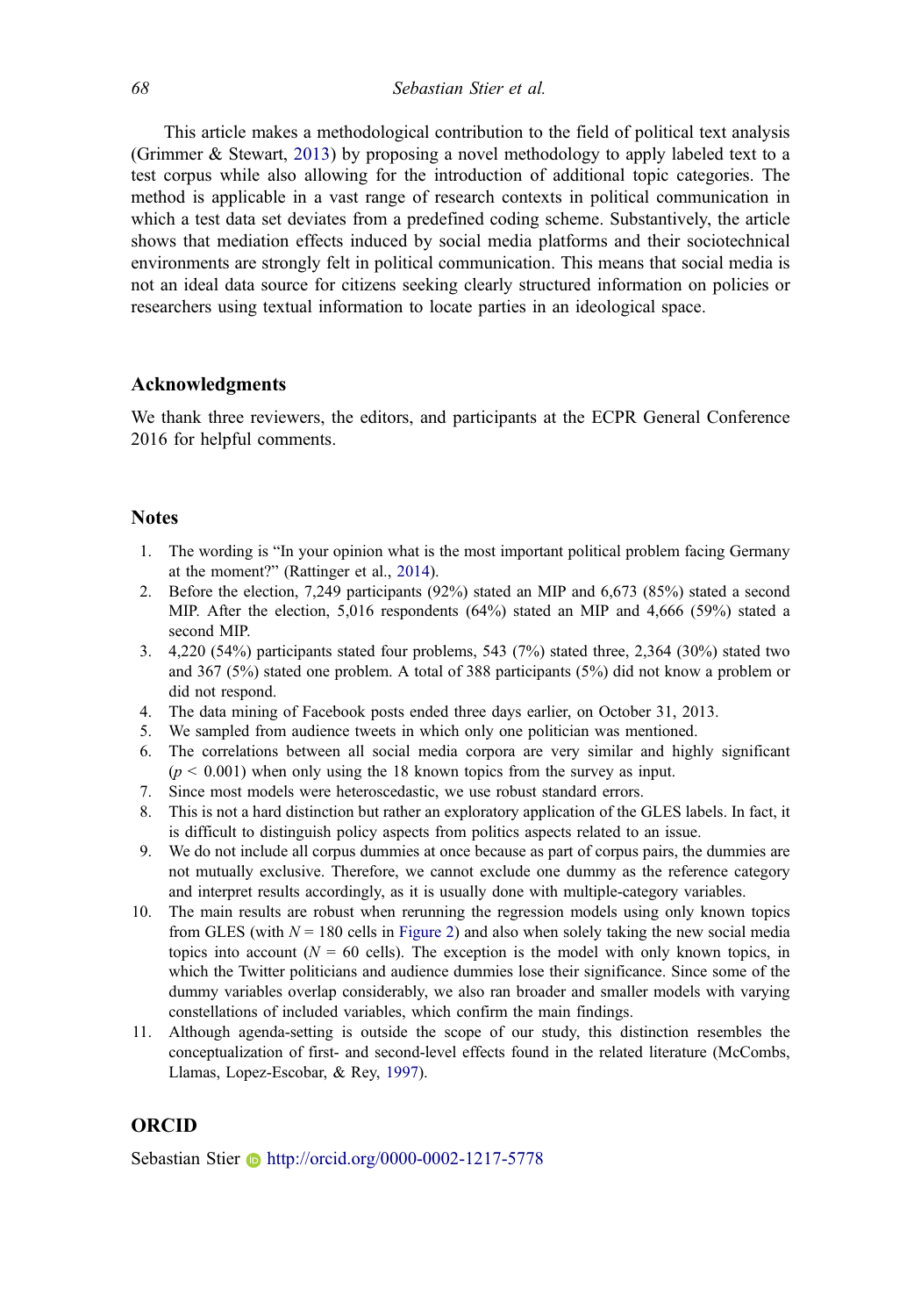This article makes a methodological contribution to the field of political text analysis (Grimmer & Stewart, 2013) by proposing a novel methodology to apply labeled text to a test corpus while also allowing for the introduction of additional topic categories. The method is applicable in a vast range of research contexts in political communication in which a test data set deviates from a predefined coding scheme. Substantively, the article shows that mediation effects induced by social media platforms and their sociotechnical environments are strongly felt in political communication. This means that social media is not an ideal data source for citizens seeking clearly structured information on policies or researchers using textual information to locate parties in an ideological space.

## Acknowledgments

We thank three reviewers, the editors, and participants at the ECPR General Conference 2016 for helpful comments.

## Notes

1. The wording is "In your opinion what is the most important political problem facing Germany at the moment?" (Rattinger et al., 2014).
2. Before the election, 7,249 participants (92%) stated an MIP and 6,673 (85%) stated a second MIP. After the election, 5,016 respondents (64%) stated an MIP and 4,666 (59%) stated a second MIP.
3. 4,220 (54%) participants stated four problems, 543 (7%) stated three, 2,364 (30%) stated two and 367 (5%) stated one problem. A total of 388 participants (5%) did not know a problem or did not respond.
4. The data mining of Facebook posts ended three days earlier, on October 31, 2013.
5. We sampled from audience tweets in which only one politician was mentioned.
6. The correlations between all social media corpora are very similar and highly significant ($p < 0.001$) when only using the 18 known topics from the survey as input.
7. Since most models were heteroscedastic, we use robust standard errors.
8. This is not a hard distinction but rather an exploratory application of the GLES labels. In fact, it is difficult to distinguish policy aspects from politics aspects related to an issue.
9. We do not include all corpus dummies at once because as part of corpus pairs, the dummies are not mutually exclusive. Therefore, we cannot exclude one dummy as the reference category and interpret results accordingly, as it is usually done with multiple-category variables.
10. The main results are robust when rerunning the regression models using only known topics from GLES (with $N = 180$ cells in Figure 2) and also when solely taking the new social media topics into account ($N = 60$ cells). The exception is the model with only known topics, in which the Twitter politicians and audience dummies lose their significance. Since some of the dummy variables overlap considerably, we also ran broader and smaller models with varying constellations of included variables, which confirm the main findings.
11. Although agenda-setting is outside the scope of our study, this distinction resembles the conceptualization of first- and second-level effects found in the related literature (McCombs, Llamas, Lopez-Escobar, & Rey, 1997).

## ORCID

Sebastian Stier http://orcid.org/0000-0002-1217-5778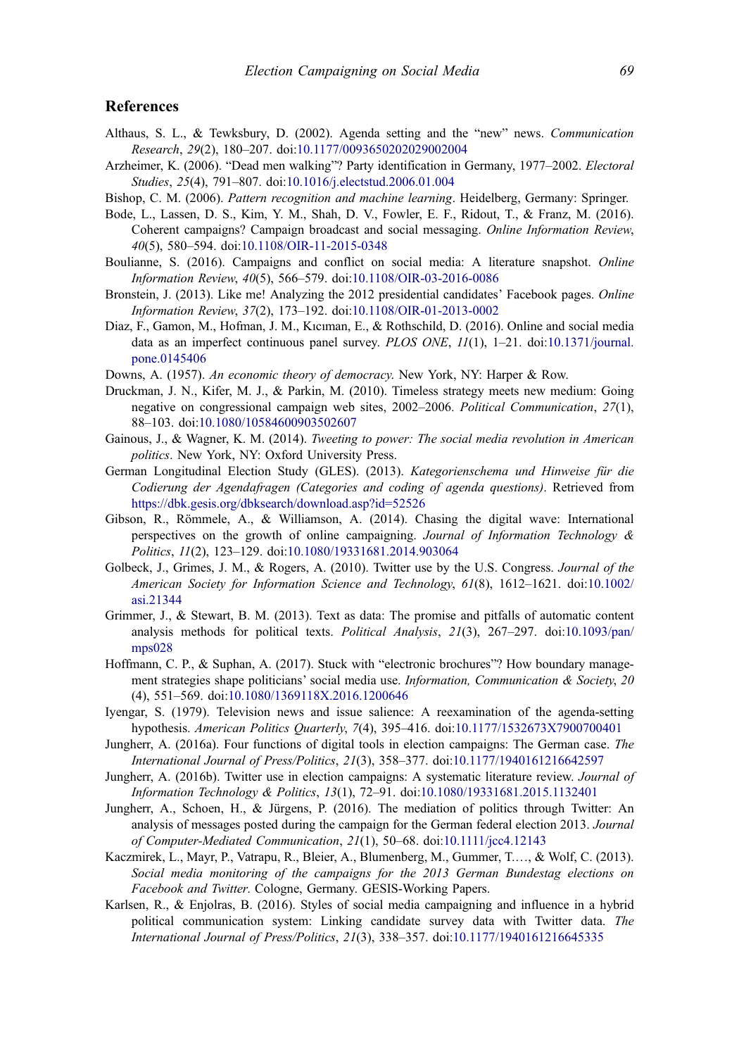## References

Althaus, S. L., & Tewksbury, D. (2002). Agenda setting and the "new" news. *Communication Research*, *29*(2), 180–207. doi:10.1177/0093650202029002004

Arzheimer, K. (2006). "Dead men walking"? Party identification in Germany, 1977–2002. *Electoral Studies*, *25*(4), 791–807. doi:10.1016/j.electstud.2006.01.004

Bishop, C. M. (2006). *Pattern recognition and machine learning*. Heidelberg, Germany: Springer.

Bode, L., Lassen, D. S., Kim, Y. M., Shah, D. V., Fowler, E. F., Ridout, T., & Franz, M. (2016). Coherent campaigns? Campaign broadcast and social messaging. *Online Information Review*, *40*(5), 580–594. doi:10.1108/OIR-11-2015-0348

Boulianne, S. (2016). Campaigns and conflict on social media: A literature snapshot. *Online Information Review*, *40*(5), 566–579. doi:10.1108/OIR-03-2016-0086

Bronstein, J. (2013). Like me! Analyzing the 2012 presidential candidates' Facebook pages. *Online Information Review*, *37*(2), 173–192. doi:10.1108/OIR-01-2013-0002

Diaz, F., Gamon, M., Hofman, J. M., Kıcıman, E., & Rothschild, D. (2016). Online and social media data as an imperfect continuous panel survey. *PLOS ONE*, *11*(1), 1–21. doi:10.1371/journal.pone.0145406

Downs, A. (1957). *An economic theory of democracy*. New York, NY: Harper & Row.

Druckman, J. N., Kifer, M. J., & Parkin, M. (2010). Timeless strategy meets new medium: Going negative on congressional campaign web sites, 2002–2006. *Political Communication*, *27*(1), 88–103. doi:10.1080/10584600903502607

Gainous, J., & Wagner, K. M. (2014). *Tweeting to power: The social media revolution in American politics*. New York, NY: Oxford University Press.

German Longitudinal Election Study (GLES). (2013). *Kategorienschema und Hinweise für die Codierung der Agendafragen (Categories and coding of agenda questions)*. Retrieved from https://dbk.gesis.org/dbksearch/download.asp?id=52526

Gibson, R., Römmele, A., & Williamson, A. (2014). Chasing the digital wave: International perspectives on the growth of online campaigning. *Journal of Information Technology & Politics*, *11*(2), 123–129. doi:10.1080/19331681.2014.903064

Golbeck, J., Grimes, J. M., & Rogers, A. (2010). Twitter use by the U.S. Congress. *Journal of the American Society for Information Science and Technology*, *61*(8), 1612–1621. doi:10.1002/asi.21344

Grimmer, J., & Stewart, B. M. (2013). Text as data: The promise and pitfalls of automatic content analysis methods for political texts. *Political Analysis*, *21*(3), 267–297. doi:10.1093/pan/mps028

Hoffmann, C. P., & Suphan, A. (2017). Stuck with "electronic brochures"? How boundary management strategies shape politicians' social media use. *Information, Communication & Society*, *20*(4), 551–569. doi:10.1080/1369118X.2016.1200646

Iyengar, S. (1979). Television news and issue salience: A reexamination of the agenda-setting hypothesis. *American Politics Quarterly*, *7*(4), 395–416. doi:10.1177/1532673X7900700401

Jungherr, A. (2016a). Four functions of digital tools in election campaigns: The German case. *The International Journal of Press/Politics*, *21*(3), 358–377. doi:10.1177/1940161216642597

Jungherr, A. (2016b). Twitter use in election campaigns: A systematic literature review. *Journal of Information Technology & Politics*, *13*(1), 72–91. doi:10.1080/19331681.2015.1132401

Jungherr, A., Schoen, H., & Jürgens, P. (2016). The mediation of politics through Twitter: An analysis of messages posted during the campaign for the German federal election 2013. *Journal of Computer-Mediated Communication*, *21*(1), 50–68. doi:10.1111/jcc4.12143

Kaczmirek, L., Mayr, P., Vatrapu, R., Bleier, A., Blumenberg, M., Gummer, T.…, & Wolf, C. (2013). *Social media monitoring of the campaigns for the 2013 German Bundestag elections on Facebook and Twitter*. Cologne, Germany. GESIS-Working Papers.

Karlsen, R., & Enjolras, B. (2016). Styles of social media campaigning and influence in a hybrid political communication system: Linking candidate survey data with Twitter data. *The International Journal of Press/Politics*, *21*(3), 338–357. doi:10.1177/1940161216645335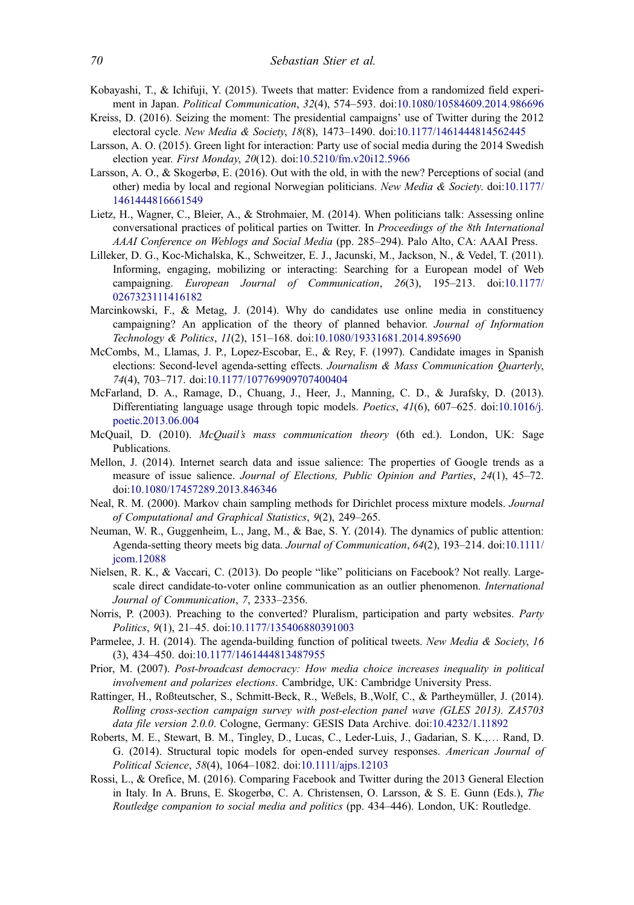Kobayashi, T., & Ichifuji, Y. (2015). Tweets that matter: Evidence from a randomized field experiment in Japan. *Political Communication*, *32*(4), 574–593. doi:10.1080/10584609.2014.986696

Kreiss, D. (2016). Seizing the moment: The presidential campaigns' use of Twitter during the 2012 electoral cycle. *New Media & Society*, *18*(8), 1473–1490. doi:10.1177/1461444814562445

Larsson, A. O. (2015). Green light for interaction: Party use of social media during the 2014 Swedish election year. *First Monday*, *20*(12). doi:10.5210/fm.v20i12.5966

Larsson, A. O., & Skogerbø, E. (2016). Out with the old, in with the new? Perceptions of social (and other) media by local and regional Norwegian politicians. *New Media & Society*. doi:10.1177/1461444816661549

Lietz, H., Wagner, C., Bleier, A., & Strohmaier, M. (2014). When politicians talk: Assessing online conversational practices of political parties on Twitter. In *Proceedings of the 8th International AAAI Conference on Weblogs and Social Media* (pp. 285–294). Palo Alto, CA: AAAI Press.

Lilleker, D. G., Koc-Michalska, K., Schweitzer, E. J., Jacunski, M., Jackson, N., & Vedel, T. (2011). Informing, engaging, mobilizing or interacting: Searching for a European model of Web campaigning. *European Journal of Communication*, *26*(3), 195–213. doi:10.1177/0267323111416182

Marcinkowski, F., & Metag, J. (2014). Why do candidates use online media in constituency campaigning? An application of the theory of planned behavior. *Journal of Information Technology & Politics*, *11*(2), 151–168. doi:10.1080/19331681.2014.895690

McCombs, M., Llamas, J. P., Lopez-Escobar, E., & Rey, F. (1997). Candidate images in Spanish elections: Second-level agenda-setting effects. *Journalism & Mass Communication Quarterly*, *74*(4), 703–717. doi:10.1177/107769909707400404

McFarland, D. A., Ramage, D., Chuang, J., Heer, J., Manning, C. D., & Jurafsky, D. (2013). Differentiating language usage through topic models. *Poetics*, *41*(6), 607–625. doi:10.1016/j.poetic.2013.06.004

McQuail, D. (2010). *McQuail's mass communication theory* (6th ed.). London, UK: Sage Publications.

Mellon, J. (2014). Internet search data and issue salience: The properties of Google trends as a measure of issue salience. *Journal of Elections, Public Opinion and Parties*, *24*(1), 45–72. doi:10.1080/17457289.2013.846346

Neal, R. M. (2000). Markov chain sampling methods for Dirichlet process mixture models. *Journal of Computational and Graphical Statistics*, *9*(2), 249–265.

Neuman, W. R., Guggenheim, L., Jang, M., & Bae, S. Y. (2014). The dynamics of public attention: Agenda-setting theory meets big data. *Journal of Communication*, *64*(2), 193–214. doi:10.1111/jcom.12088

Nielsen, R. K., & Vaccari, C. (2013). Do people "like" politicians on Facebook? Not really. Large-scale direct candidate-to-voter online communication as an outlier phenomenon. *International Journal of Communication*, *7*, 2333–2356.

Norris, P. (2003). Preaching to the converted? Pluralism, participation and party websites. *Party Politics*, *9*(1), 21–45. doi:10.1177/135406880391003

Parmelee, J. H. (2014). The agenda-building function of political tweets. *New Media & Society*, *16*(3), 434–450. doi:10.1177/1461444813487955

Prior, M. (2007). *Post-broadcast democracy: How media choice increases inequality in political involvement and polarizes elections*. Cambridge, UK: Cambridge University Press.

Rattinger, H., Roßteutscher, S., Schmitt-Beck, R., Weßels, B.,Wolf, C., & Partheymüller, J. (2014). *Rolling cross-section campaign survey with post-election panel wave (GLES 2013). ZA5703 data file version 2.0.0*. Cologne, Germany: GESIS Data Archive. doi:10.4232/1.11892

Roberts, M. E., Stewart, B. M., Tingley, D., Lucas, C., Leder-Luis, J., Gadarian, S. K.,… Rand, D. G. (2014). Structural topic models for open-ended survey responses. *American Journal of Political Science*, *58*(4), 1064–1082. doi:10.1111/ajps.12103

Rossi, L., & Orefice, M. (2016). Comparing Facebook and Twitter during the 2013 General Election in Italy. In A. Bruns, E. Skogerbø, C. A. Christensen, O. Larsson, & S. E. Gunn (Eds.), *The Routledge companion to social media and politics* (pp. 434–446). London, UK: Routledge.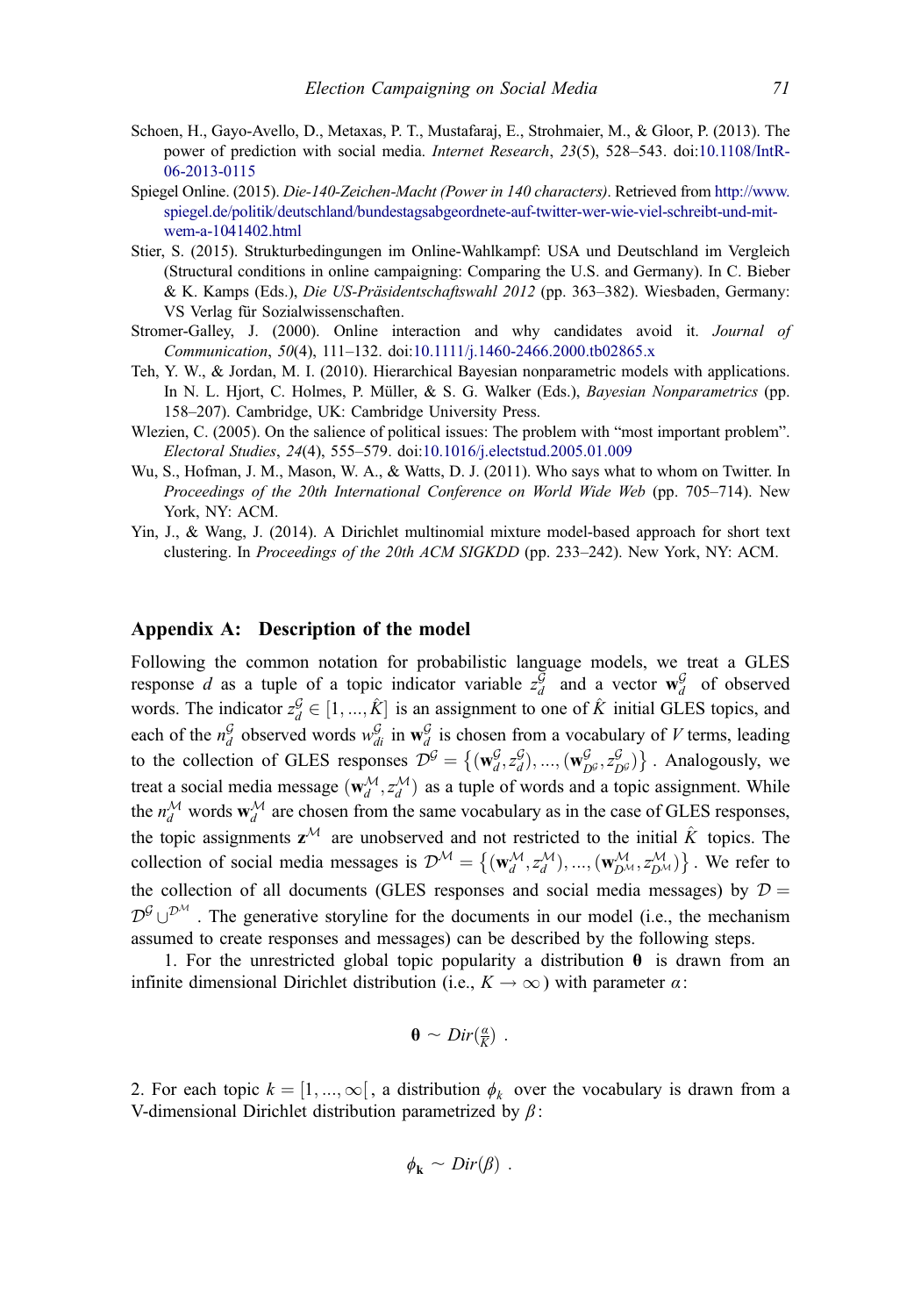Schoen, H., Gayo-Avello, D., Metaxas, P. T., Mustafaraj, E., Strohmaier, M., & Gloor, P. (2013). The power of prediction with social media. *Internet Research*, *23*(5), 528–543. doi:10.1108/IntR-06-2013-0115

Spiegel Online. (2015). *Die-140-Zeichen-Macht (Power in 140 characters)*. Retrieved from http://www.spiegel.de/politik/deutschland/bundestagsabgeordnete-auf-twitter-wer-wie-viel-schreibt-und-mit-wem-a-1041402.html

Stier, S. (2015). Strukturbedingungen im Online-Wahlkampf: USA und Deutschland im Vergleich (Structural conditions in online campaigning: Comparing the U.S. and Germany). In C. Bieber & K. Kamps (Eds.), *Die US-Präsidentschaftswahl 2012* (pp. 363–382). Wiesbaden, Germany: VS Verlag für Sozialwissenschaften.

Stromer-Galley, J. (2000). Online interaction and why candidates avoid it. *Journal of Communication*, *50*(4), 111–132. doi:10.1111/j.1460-2466.2000.tb02865.x

Teh, Y. W., & Jordan, M. I. (2010). Hierarchical Bayesian nonparametric models with applications. In N. L. Hjort, C. Holmes, P. Müller, & S. G. Walker (Eds.), *Bayesian Nonparametrics* (pp. 158–207). Cambridge, UK: Cambridge University Press.

Wlezien, C. (2005). On the salience of political issues: The problem with "most important problem". *Electoral Studies*, *24*(4), 555–579. doi:10.1016/j.electstud.2005.01.009

Wu, S., Hofman, J. M., Mason, W. A., & Watts, D. J. (2011). Who says what to whom on Twitter. In *Proceedings of the 20th International Conference on World Wide Web* (pp. 705–714). New York, NY: ACM.

Yin, J., & Wang, J. (2014). A Dirichlet multinomial mixture model-based approach for short text clustering. In *Proceedings of the 20th ACM SIGKDD* (pp. 233–242). New York, NY: ACM.

## Appendix A: Description of the model

Following the common notation for probabilistic language models, we treat a GLES response $d$ as a tuple of a topic indicator variable $z_d^{\mathcal{G}}$ and a vector $\mathbf{w}_d^{\mathcal{G}}$ of observed words. The indicator $z_d^{\mathcal{G}} \in [1, ..., \hat{K}]$ is an assignment to one of $\hat{K}$ initial GLES topics, and each of the $n_d^{\mathcal{G}}$ observed words $w_{di}^{\mathcal{G}}$ in $\mathbf{w}_d^{\mathcal{G}}$ is chosen from a vocabulary of $V$ terms, leading to the collection of GLES responses $\mathcal{D}^{\mathcal{G}} = \{(\mathbf{w}_d^{\mathcal{G}}, z_d^{\mathcal{G}}), ..., (\mathbf{w}_{D^{\mathcal{G}}}^{\mathcal{G}}, z_{D^{\mathcal{G}}}^{\mathcal{G}})\}$. Analogously, we treat a social media message $(\mathbf{w}_d^{\mathcal{M}}, z_d^{\mathcal{M}})$ as a tuple of words and a topic assignment. While the $n_d^{\mathcal{M}}$ words $\mathbf{w}_d^{\mathcal{M}}$ are chosen from the same vocabulary as in the case of GLES responses, the topic assignments $\mathbf{z}^{\mathcal{M}}$ are unobserved and not restricted to the initial $\hat{K}$ topics. The collection of social media messages is $\mathcal{D}^{\mathcal{M}} = \{(\mathbf{w}_d^{\mathcal{M}}, z_d^{\mathcal{M}}), ..., (\mathbf{w}_{D^{\mathcal{M}}}^{\mathcal{M}}, z_{D^{\mathcal{M}}}^{\mathcal{M}})\}$. We refer to the collection of all documents (GLES responses and social media messages) by $\mathcal{D} = \mathcal{D}^{\mathcal{G}} \cup^{\mathcal{D}^{\mathcal{M}}}$. The generative storyline for the documents in our model (i.e., the mechanism assumed to create responses and messages) can be described by the following steps.

1. For the unrestricted global topic popularity a distribution $\boldsymbol{\theta}$ is drawn from an infinite dimensional Dirichlet distribution (i.e., $K \to \infty$) with parameter $\alpha$:

$$\boldsymbol{\theta} \sim Dir(\tfrac{\alpha}{K}) \ .$$

2. For each topic $k = [1, ..., \infty[$, a distribution $\phi_k$ over the vocabulary is drawn from a V-dimensional Dirichlet distribution parametrized by $\beta$:

$$\phi_{\mathbf{k}} \sim Dir(\beta) \ .$$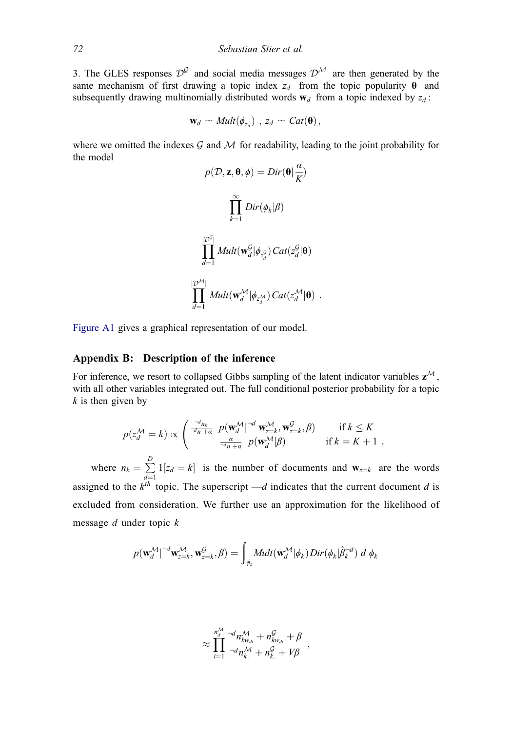3. The GLES responses $\mathcal{D}^{\mathcal{G}}$ and social media messages $\mathcal{D}^{\mathcal{M}}$ are then generated by the same mechanism of first drawing a topic index $z_d$ from the topic popularity $\boldsymbol{\theta}$ and subsequently drawing multinomially distributed words $\mathbf{w}_d$ from a topic indexed by $z_d$:

$$\mathbf{w}_d \sim Mult(\phi_{z_d}) \; , \; z_d \sim Cat(\boldsymbol{\theta}),$$

where we omitted the indexes $\mathcal{G}$ and $\mathcal{M}$ for readability, leading to the joint probability for the model

$$p(\mathcal{D}, \mathbf{z}, \boldsymbol{\theta}, \phi) = Dir(\boldsymbol{\theta}|\frac{\alpha}{K})$$

$$\prod_{k=1}^{\infty} Dir(\phi_k|\beta)$$

$$\prod_{d=1}^{|\mathcal{D}^{\mathcal{G}}|} Mult(\mathbf{w}_d^{\mathcal{G}}|\phi_{z_d^{\mathcal{G}}})\, Cat(z_d^{\mathcal{G}}|\boldsymbol{\theta})$$

$$\prod_{d=1}^{|\mathcal{D}^{\mathcal{M}}|} Mult(\mathbf{w}_d^{\mathcal{M}}|\phi_{z_d^{\mathcal{M}}})\, Cat(z_d^{\mathcal{M}}|\boldsymbol{\theta}) \; .$$

Figure A1 gives a graphical representation of our model.

## Appendix B: Description of the inference

For inference, we resort to collapsed Gibbs sampling of the latent indicator variables $\mathbf{z}^{\mathcal{M}}$, with all other variables integrated out. The full conditional posterior probability for a topic $k$ is then given by

$$p(z_d^{\mathcal{M}} = k) \propto \begin{pmatrix} \frac{^{\neg d}n_k}{^{\neg d}n_{\cdot} + \alpha} \; p(\mathbf{w}_d^{\mathcal{M}}|^{\neg d}\, \mathbf{w}_{z=k}^{\mathcal{M}}, \mathbf{w}_{z=k}^{\mathcal{G}}, \beta) & \text{if } k \leq K \\ \frac{\alpha}{^{\neg d}n_{\cdot} + \alpha} \; p(\mathbf{w}_d^{\mathcal{M}}|\beta) & \text{if } k = K+1 \end{pmatrix},$$

where $n_k = \sum_{d=1}^{D} 1[z_d = k]$ is the number of documents and $\mathbf{w}_{z=k}$ are the words assigned to the $k^{th}$ topic. The superscript —$d$ indicates that the current document $d$ is excluded from consideration. We further use an approximation for the likelihood of message $d$ under topic $k$

$$p(\mathbf{w}_d^{\mathcal{M}}|^{\neg d}\mathbf{w}_{z=k}^{\mathcal{M}}, \mathbf{w}_{z=k}^{\mathcal{G}}, \beta) = \int_{\phi_k} Mult(\mathbf{w}_d^{\mathcal{M}}|\phi_k)\, Dir(\phi_k|\hat{\beta}_k^{\neg d})\; d\; \phi_k$$

$$\approx \prod_{i=1}^{n_d^{\mathcal{M}}} \frac{^{\neg d}n_{kw_{di}}^{\mathcal{M}} + n_{kw_{di}}^{\mathcal{G}} + \beta}{^{\neg d}n_{k\cdot}^{\mathcal{M}} + n_{k\cdot}^{\mathcal{G}} + V\beta} \;,$$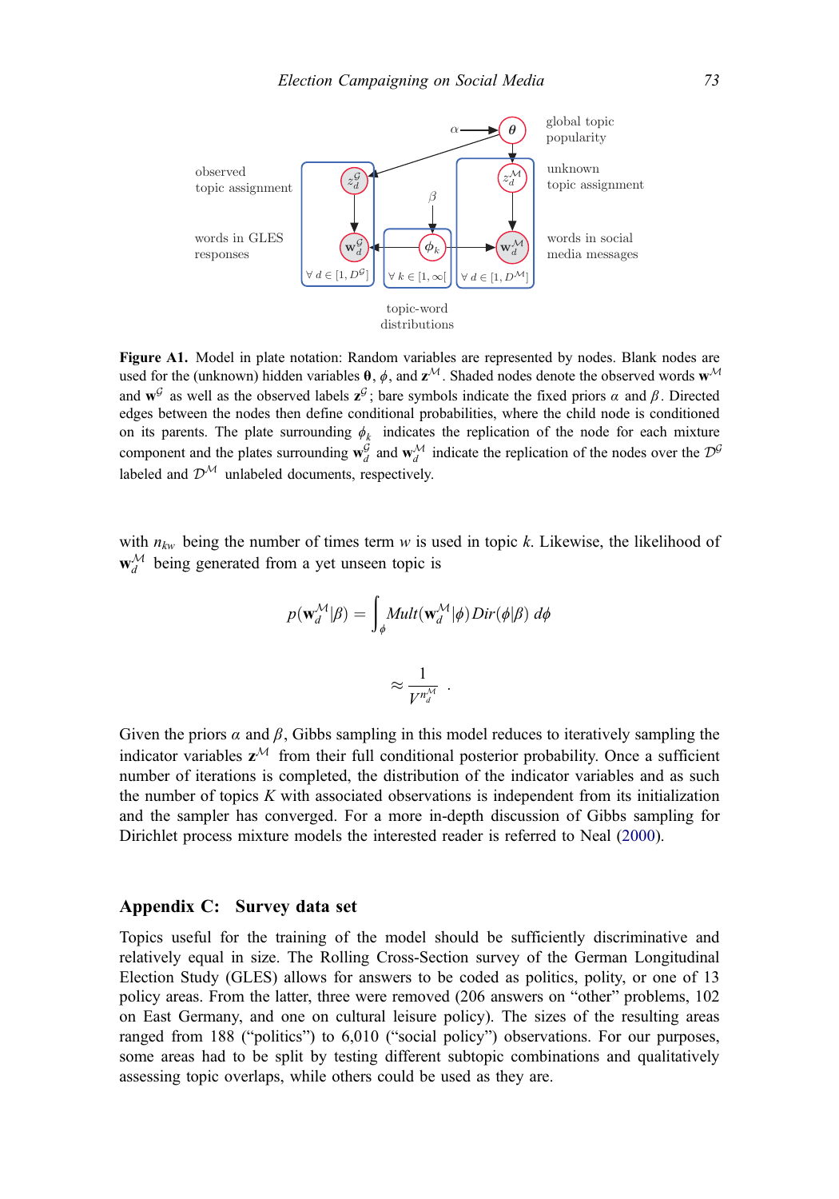observed topic assignment

words in GLES responses

global topic popularity

unknown topic assignment

words in social media messages

topic-word distributions

**Figure A1.** Model in plate notation: Random variables are represented by nodes. Blank nodes are used for the (unknown) hidden variables $\boldsymbol{\theta}$, $\phi$, and $\mathbf{z}^{\mathcal{M}}$. Shaded nodes denote the observed words $\mathbf{w}^{\mathcal{M}}$ and $\mathbf{w}^{\mathcal{G}}$ as well as the observed labels $\mathbf{z}^{\mathcal{G}}$; bare symbols indicate the fixed priors $\alpha$ and $\beta$. Directed edges between the nodes then define conditional probabilities, where the child node is conditioned on its parents. The plate surrounding $\phi_k$ indicates the replication of the node for each mixture component and the plates surrounding $\mathbf{w}_d^{\mathcal{G}}$ and $\mathbf{w}_d^{\mathcal{M}}$ indicate the replication of the nodes over the $\mathcal{D}^{\mathcal{G}}$ labeled and $\mathcal{D}^{\mathcal{M}}$ unlabeled documents, respectively.

with $n_{kw}$ being the number of times term $w$ is used in topic $k$. Likewise, the likelihood of $\mathbf{w}_d^{\mathcal{M}}$ being generated from a yet unseen topic is

$$p(\mathbf{w}_d^{\mathcal{M}}|\beta) = \int_{\phi} Mult(\mathbf{w}_d^{\mathcal{M}}|\phi)\, Dir(\phi|\beta)\, d\phi$$

$$\approx \frac{1}{V^{n_d^{\mathcal{M}}}} \ .$$

Given the priors $\alpha$ and $\beta$, Gibbs sampling in this model reduces to iteratively sampling the indicator variables $\mathbf{z}^{\mathcal{M}}$ from their full conditional posterior probability. Once a sufficient number of iterations is completed, the distribution of the indicator variables and as such the number of topics $K$ with associated observations is independent from its initialization and the sampler has converged. For a more in-depth discussion of Gibbs sampling for Dirichlet process mixture models the interested reader is referred to Neal (2000).

## Appendix C: Survey data set

Topics useful for the training of the model should be sufficiently discriminative and relatively equal in size. The Rolling Cross-Section survey of the German Longitudinal Election Study (GLES) allows for answers to be coded as politics, polity, or one of 13 policy areas. From the latter, three were removed (206 answers on "other" problems, 102 on East Germany, and one on cultural leisure policy). The sizes of the resulting areas ranged from 188 ("politics") to 6,010 ("social policy") observations. For our purposes, some areas had to be split by testing different subtopic combinations and qualitatively assessing topic overlaps, while others could be used as they are.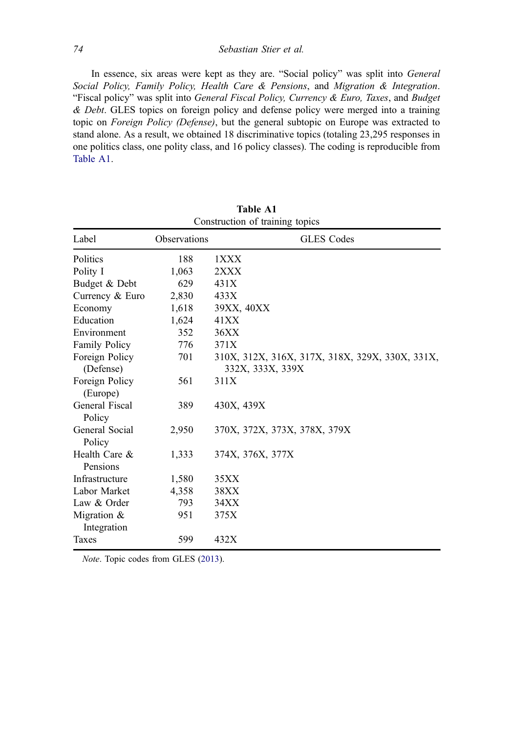In essence, six areas were kept as they are. “Social policy” was split into *General Social Policy, Family Policy, Health Care & Pensions*, and *Migration & Integration*. “Fiscal policy” was split into *General Fiscal Policy, Currency & Euro, Taxes*, and *Budget & Debt*. GLES topics on foreign policy and defense policy were merged into a training topic on *Foreign Policy (Defense)*, but the general subtopic on Europe was extracted to stand alone. As a result, we obtained 18 discriminative topics (totaling 23,295 responses in one politics class, one polity class, and 16 policy classes). The coding is reproducible from Table A1.

**Table A1**
Construction of training topics

| Label | Observations | GLES Codes |
|---|---|---|
| Politics | 188 | 1XXX |
| Polity I | 1,063 | 2XXX |
| Budget & Debt | 629 | 431X |
| Currency & Euro | 2,830 | 433X |
| Economy | 1,618 | 39XX, 40XX |
| Education | 1,624 | 41XX |
| Environment | 352 | 36XX |
| Family Policy | 776 | 371X |
| Foreign Policy (Defense) | 701 | 310X, 312X, 316X, 317X, 318X, 329X, 330X, 331X, 332X, 333X, 339X |
| Foreign Policy (Europe) | 561 | 311X |
| General Fiscal Policy | 389 | 430X, 439X |
| General Social Policy | 2,950 | 370X, 372X, 373X, 378X, 379X |
| Health Care & Pensions | 1,333 | 374X, 376X, 377X |
| Infrastructure | 1,580 | 35XX |
| Labor Market | 4,358 | 38XX |
| Law & Order | 793 | 34XX |
| Migration & Integration | 951 | 375X |
| Taxes | 599 | 432X |

*Note*. Topic codes from GLES (2013).